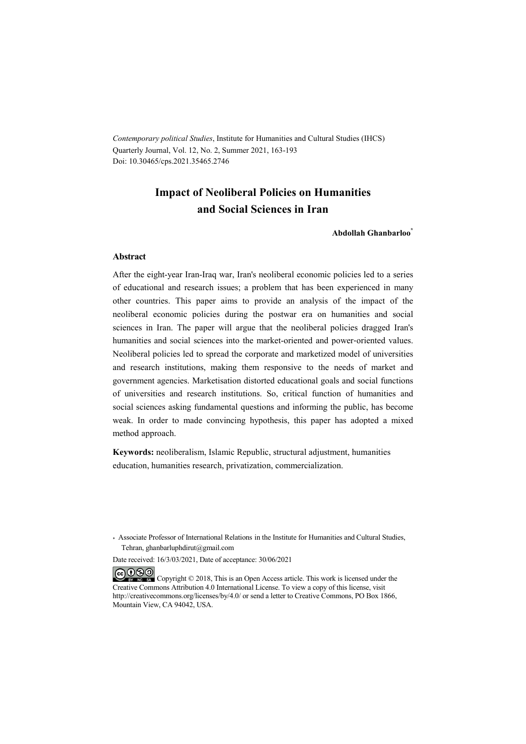*Contemporary political Studies*, Institute for Humanities and Cultural Studies (IHCS)
Quarterly Journal, Vol. 12, No. 2, Summer 2021, 163-193
Doi: 10.30465/cps.2021.35465.2746

# Impact of Neoliberal Policies on Humanities and Social Sciences in Iran

**Abdollah Ghanbarloo**[*]

## Abstract

After the eight-year Iran-Iraq war, Iran's neoliberal economic policies led to a series of educational and research issues; a problem that has been experienced in many other countries. This paper aims to provide an analysis of the impact of the neoliberal economic policies during the postwar era on humanities and social sciences in Iran. The paper will argue that the neoliberal policies dragged Iran's humanities and social sciences into the market-oriented and power-oriented values. Neoliberal policies led to spread the corporate and marketized model of universities and research institutions, making them responsive to the needs of market and government agencies. Marketisation distorted educational goals and social functions of universities and research institutions. So, critical function of humanities and social sciences asking fundamental questions and informing the public, has become weak. In order to made convincing hypothesis, this paper has adopted a mixed method approach.

**Keywords:** neoliberalism, Islamic Republic, structural adjustment, humanities education, humanities research, privatization, commercialization.

[*] Associate Professor of International Relations in the Institute for Humanities and Cultural Studies, Tehran, ghanbarluphdirut@gmail.com

Date received: 16/3/03/2021, Date of acceptance: 30/06/2021

Copyright © 2018, This is an Open Access article. This work is licensed under the Creative Commons Attribution 4.0 International License. To view a copy of this license, visit http://creativecommons.org/licenses/by/4.0/ or send a letter to Creative Commons, PO Box 1866, Mountain View, CA 94042, USA.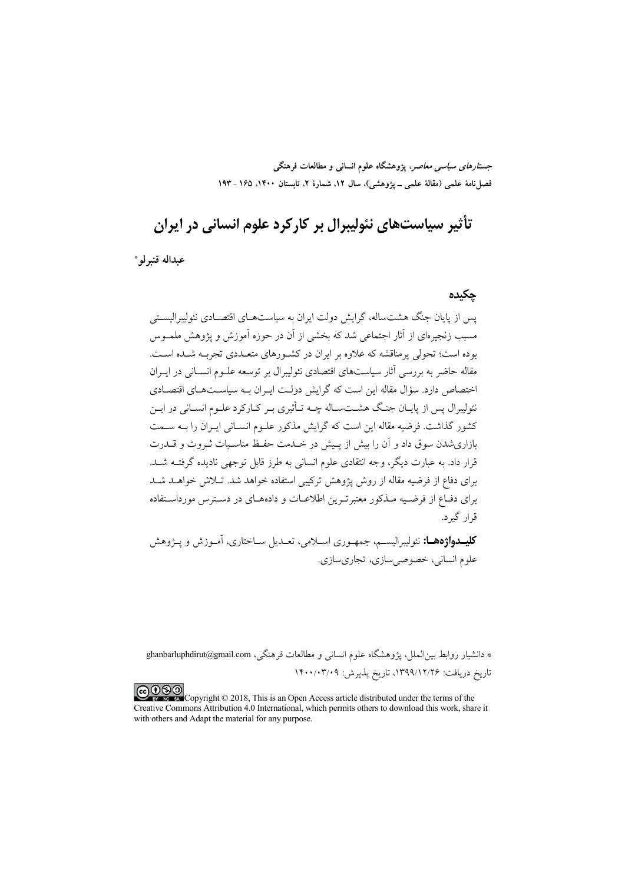*جستارهای سیاسی معاصر*، پژوهشگاه علوم انسانی و مطالعات فرهنگی
فصل‌نامهٔ علمی (مقالهٔ علمی ـ پژوهشی)، سال ۱۲، شمارهٔ ۲، تابستان ۱۴۰۰، ۱۶۵ - ۱۹۳

# تأثیر سیاست‌های نئولیبرال بر کارکرد علوم انسانی در ایران

**عبداله قنبرلو***

## چکیده

پس از پایان جنگ هشت‌ساله، گرایش دولت ایران به سیاست‌های اقتصادی نئولیبرالیستی مسبب زنجیره‌ای از آثار اجتماعی شد که بخشی از آن در حوزه آموزش و پژوهش ملموس بوده است؛ تحولی پرمناقشه که علاوه بر ایران در کشورهای متعددی تجربه شده است. مقاله حاضر به بررسی آثار سیاست‌های اقتصادی نئولیبرال بر توسعه علوم انسانی در ایران اختصاص دارد. سؤال مقاله این است که گرایش دولت ایران به سیاست‌های اقتصادی نئولیبرال پس از پایان جنگ هشت‌ساله چه تأثیری بر کارکرد علوم انسانی در این کشور گذاشت. فرضیه مقاله این است که گرایش مذکور علوم انسانی ایران را به سمت بازاری‌شدن سوق داد و آن را بیش از پیش در خدمت حفظ مناسبات ثروت و قدرت قرار داد. به عبارت دیگر، وجه انتقادی علوم انسانی به طرز قابل توجهی نادیده گرفته شد. برای دفاع از فرضیه مقاله از روش پژوهش ترکیبی استفاده خواهد شد. تلاش خواهد شد برای دفاع از فرضیه مذکور معتبرترین اطلاعات و داده‌های در دسترس مورداستفاده قرار گیرد.

**کلیدواژه‌ها:** نئولیبرالیسم، جمهوری اسلامی، تعدیل ساختاری، آموزش و پژوهش علوم انسانی، خصوصی‌سازی، تجاری‌سازی.

---

* دانشیار روابط بین‌الملل، پژوهشگاه علوم انسانی و مطالعات فرهنگی، ghanbarluphdirut@gmail.com
تاریخ دریافت: ۱۳۹۹/۱۲/۲۶، تاریخ پذیرش: ۱۴۰۰/۰۳/۰۹

Copyright © 2018, This is an Open Access article distributed under the terms of the Creative Commons Attribution 4.0 International, which permits others to download this work, share it with others and Adapt the material for any purpose.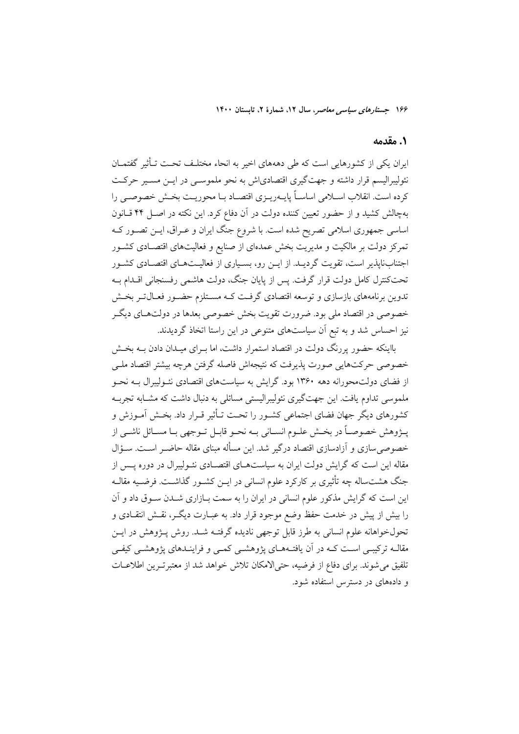## ۱. مقدمه

ایران یکی از کشورهایی است که طی دهه‌های اخیر به انحاء مختلف تحت تأثیر گفتمان نئولیبرالیسم قرار داشته و جهت‌گیری اقتصادی‌اش به نحو ملموسی در این مسیر حرکت کرده است. انقلاب اسلامی اساساً پایه‌ریزی اقتصاد با محوریت بخش خصوصی را به‌چالش کشید و از حضور تعیین کننده دولت در آن دفاع کرد. این نکته در اصل ۴۴ قانون اساسی جمهوری اسلامی تصریح شده است. با شروع جنگ ایران و عراق، این تصور که تمرکز دولت بر مالکیت و مدیریت بخش عمده‌ای از صنایع و فعالیت‌های اقتصادی کشور اجتناب‌ناپذیر است، تقویت گردید. از این رو، بسیاری از فعالیت‌های اقتصادی کشور تحت‌کنترل کامل دولت قرار گرفت. پس از پایان جنگ، دولت هاشمی رفسنجانی اقدام به تدوین برنامه‌های بازسازی و توسعه اقتصادی گرفت که مستلزم حضور فعال‌تر بخش خصوصی در اقتصاد ملی بود. ضرورت تقویت بخش خصوصی بعدها در دولت‌های دیگر نیز احساس شد و به تبع آن سیاست‌های متنوعی در این راستا اتخاذ گردیدند.

بااینکه حضور پررنگ دولت در اقتصاد استمرار داشت، اما برای میدان دادن به بخش خصوصی حرکت‌هایی صورت پذیرفت که نتیجه‌اش فاصله گرفتن هرچه بیشتر اقتصاد ملی از فضای دولت‌محورانه دهه ۱۳۶۰ بود. گرایش به سیاست‌های اقتصادی نئولیبرال به نحو ملموسی تداوم یافت. این جهت‌گیری نئولیبرالیستی مسائلی به دنبال داشت که مشابه تجربه کشورهای دیگر جهان فضای اجتماعی کشور را تحت تأثیر قرار داد. بخش آموزش و پژوهش خصوصاً در بخش علوم انسانی به نحو قابل توجهی با مسائل ناشی از خصوصی‌سازی و آزادسازی اقتصاد درگیر شد. این مسأله مبنای مقاله حاضر است. سؤال مقاله این است که گرایش دولت ایران به سیاست‌های اقتصادی نئولیبرال در دوره پس از جنگ هشت‌ساله چه تأثیری بر کارکرد علوم انسانی در این کشور گذاشت. فرضیه مقاله این است که گرایش مذکور علوم انسانی در ایران را به سمت بازاری شدن سوق داد و آن را بیش از پیش در خدمت حفظ وضع موجود قرار داد. به عبارت دیگر، نقش انتقادی و تحول‌خواهانه علوم انسانی به طرز قابل توجهی نادیده گرفته شد. روش پژوهش در این مقاله ترکیبی است که در آن یافته‌های پژوهشی کمی و فرایندهای پژوهشی کیفی تلفیق می‌شوند. برای دفاع از فرضیه، حتی‌الامکان تلاش خواهد شد از معتبرترین اطلاعات و داده‌های در دسترس استفاده شود.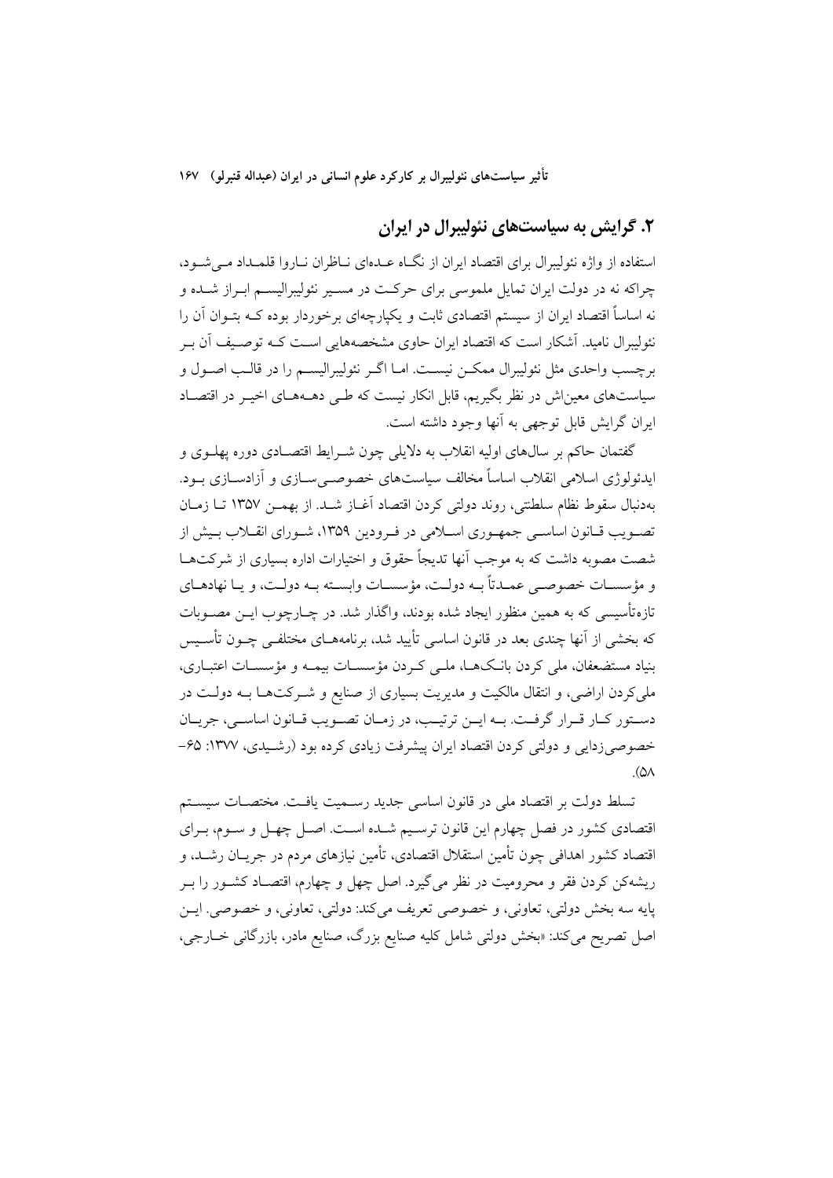## ۲. گرایش به سیاست‌های نئولیبرال در ایران

استفاده از واژه نئولیبرال برای اقتصاد ایران از نگاه عده‌ای ناظران ناروا قلمداد می‌شود، چراکه نه در دولت ایران تمایل ملموسی برای حرکت در مسیر نئولیبرالیسم ابراز شده و نه اساساً اقتصاد ایران از سیستم اقتصادی ثابت و یکپارچه‌ای برخوردار بوده که بتوان آن را نئولیبرال نامید. آشکار است که اقتصاد ایران حاوی مشخصه‌هایی است که توصیف آن بر برچسب واحدی مثل نئولیبرال ممکن نیست. اما اگر نئولیبرالیسم را در قالب اصول و سیاست‌های معین‌اش در نظر بگیریم، قابل انکار نیست که طی دهه‌های اخیر در اقتصاد ایران گرایش قابل توجهی به آنها وجود داشته است.

گفتمان حاکم بر سال‌های اولیه انقلاب به دلایلی چون شرایط اقتصادی دوره پهلوی و ایدئولوژی اسلامی انقلاب اساساً مخالف سیاست‌های خصوصی‌سازی و آزادسازی بود. به‌دنبال سقوط نظام سلطنتی، روند دولتی کردن اقتصاد آغاز شد. از بهمن ۱۳۵۷ تا زمان تصویب قانون اساسی جمهوری اسلامی در فروردین ۱۳۵۹، شورای انقلاب بیش از شصت مصوبه داشت که به موجب آنها تدریجاً حقوق و اختیارات اداره بسیاری از شرکت‌ها و مؤسسات خصوصی عمدتاً به دولت، مؤسسات وابسته به دولت، و یا نهادهای تازه‌تأسیسی که به همین منظور ایجاد شده بودند، واگذار شد. در چارچوب این مصوبات که بخشی از آنها چندی بعد در قانون اساسی تأیید شد، برنامه‌های مختلفی چون تأسیس بنیاد مستضعفان، ملی کردن بانک‌ها، ملی کردن مؤسسات بیمه و مؤسسات اعتباری، ملی‌کردن اراضی، و انتقال مالکیت و مدیریت بسیاری از صنایع و شرکت‌ها به دولت در دستور کار قرار گرفت. به این ترتیب، در زمان تصویب قانون اساسی، جریان خصوصی‌زدایی و دولتی کردن اقتصاد ایران پیشرفت زیادی کرده بود (رشیدی، ۱۳۷۷: ۶۵–۵۸).

تسلط دولت بر اقتصاد ملی در قانون اساسی جدید رسمیت یافت. مختصات سیستم اقتصادی کشور در فصل چهارم این قانون ترسیم شده است. اصل چهل و سوم، برای اقتصاد کشور اهدافی چون تأمین استقلال اقتصادی، تأمین نیازهای مردم در جریان رشد، و ریشه‌کن کردن فقر و محرومیت در نظر می‌گیرد. اصل چهل و چهارم، اقتصاد کشور را بر پایه سه بخش دولتی، تعاونی، و خصوصی تعریف می‌کند: دولتی، تعاونی، و خصوصی. این اصل تصریح می‌کند: «بخش دولتی شامل کلیه صنایع بزرگ، صنایع مادر، بازرگانی خارجی،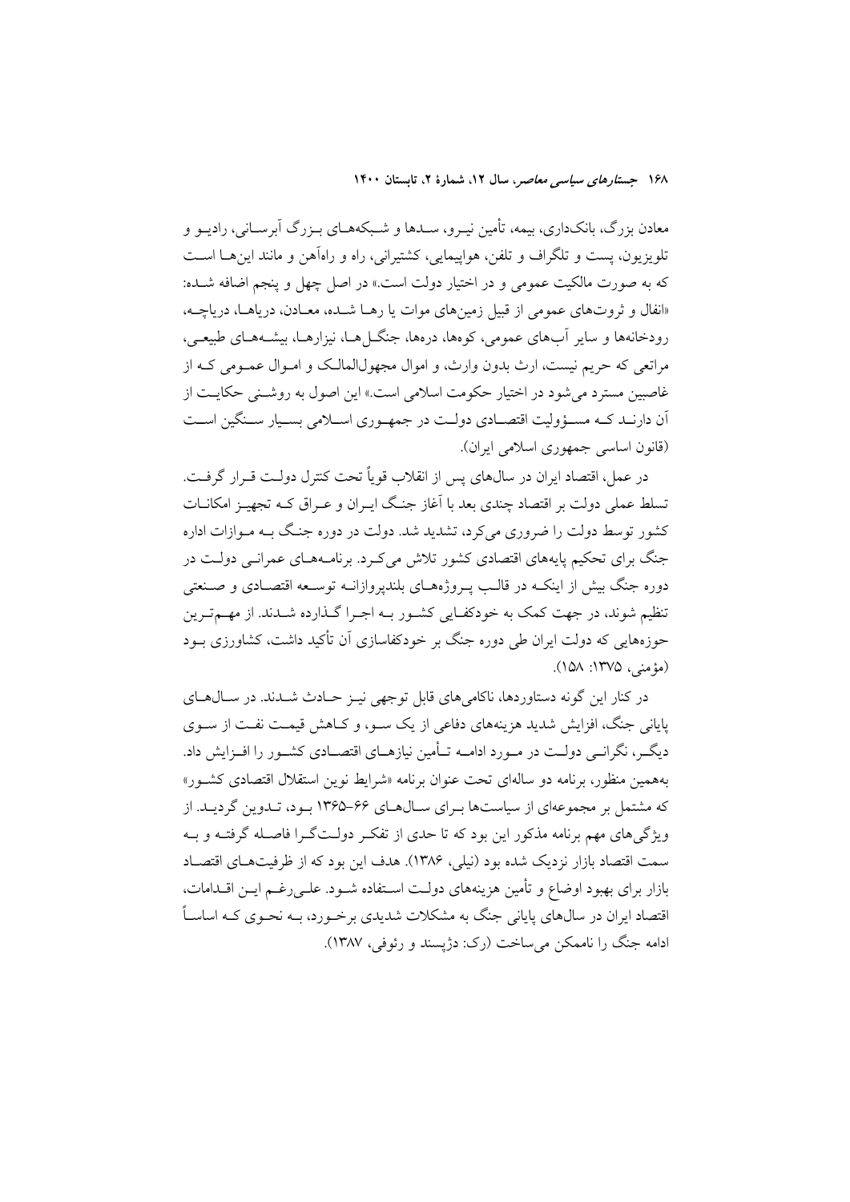معادن بزرگ، بانکداری، بیمه، تأمین نیرو، سدها و شبکه‌های بزرگ آبرسانی، رادیو و تلویزیون، پست و تلگراف و تلفن، هواپیمایی، کشتیرانی، راه و راه‌آهن و مانند این‌ها است که به صورت مالکیت عمومی و در اختیار دولت است.» در اصل چهل و پنجم اضافه شده: «انفال و ثروت‌های عمومی از قبیل زمین‌های موات یا رها شده، معادن، دریاها، دریاچه، رودخانه‌ها و سایر آب‌های عمومی، کوه‌ها، دره‌ها، جنگل‌ها، نیزارها، بیشه‌های طبیعی، مراتعی که حریم نیست، ارث بدون وارث، و اموال مجهول‌المالک و اموال عمومی که از غاصبین مسترد می‌شود در اختیار حکومت اسلامی است.» این اصول به روشنی حکایت از آن دارند که مسؤولیت اقتصادی دولت در جمهوری اسلامی بسیار سنگین است (قانون اساسی جمهوری اسلامی ایران).

در عمل، اقتصاد ایران در سال‌های پس از انقلاب قویاً تحت کنترل دولت قرار گرفت. تسلط عملی دولت بر اقتصاد چندی بعد با آغاز جنگ ایران و عراق که تجهیز امکانات کشور توسط دولت را ضروری می‌کرد، تشدید شد. دولت در دوره جنگ به موازات اداره جنگ برای تحکیم پایه‌های اقتصادی کشور تلاش می‌کرد. برنامه‌های عمرانی دولت در دوره جنگ بیش از اینکه در قالب پروژه‌های بلندپروازانه توسعه اقتصادی و صنعتی تنظیم شوند، در جهت کمک به خودکفایی کشور به اجرا گذارده شدند. از مهم‌ترین حوزه‌هایی که دولت ایران طی دوره جنگ بر خودکفاسازی آن تأکید داشت، کشاورزی بود (مؤمنی، ۱۳۷۵: ۱۵۸).

در کنار این گونه دستاوردها، ناکامی‌های قابل توجهی نیز حادث شدند. در سال‌های پایانی جنگ، افزایش شدید هزینه‌های دفاعی از یک سو، و کاهش قیمت نفت از سوی دیگر، نگرانی دولت در مورد ادامه تأمین نیازهای اقتصادی کشور را افزایش داد. به‌همین منظور، برنامه دو ساله‌ای تحت عنوان برنامه «شرایط نوین استقلال اقتصادی کشور» که مشتمل بر مجموعه‌ای از سیاست‌ها برای سال‌های ۶۶-۱۳۶۵ بود، تدوین گردید. از ویژگی‌های مهم برنامه مذکور این بود که تا حدی از تفکر دولت‌گرا فاصله گرفته و به سمت اقتصاد بازار نزدیک شده بود (نیلی، ۱۳۸۶). هدف این بود که از ظرفیت‌های اقتصاد بازار برای بهبود اوضاع و تأمین هزینه‌های دولت استفاده شود. علی‌رغم این اقدامات، اقتصاد ایران در سال‌های پایانی جنگ به مشکلات شدیدی برخورد، به نحوی که اساساً ادامه جنگ را ناممکن می‌ساخت (رک: دژپسند و رئوفی، ۱۳۸۷).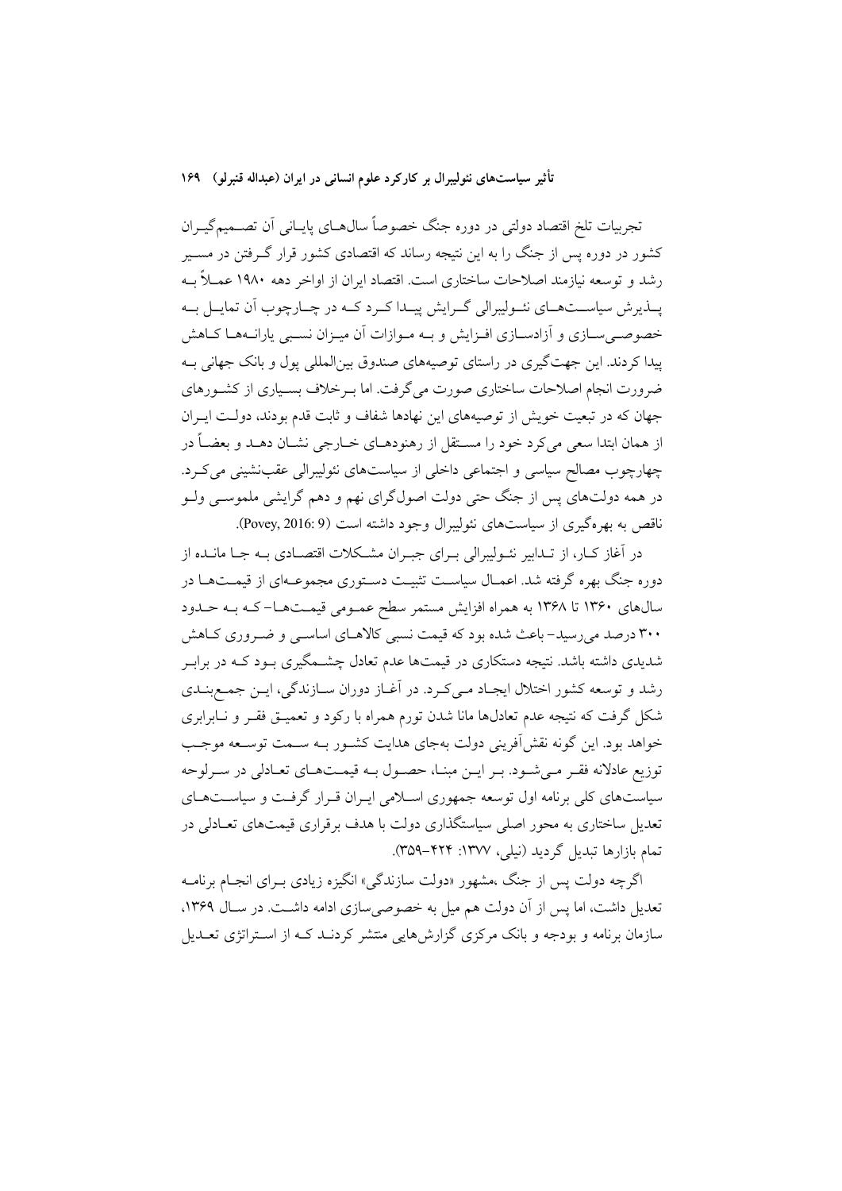تجربیات تلخ اقتصاد دولتی در دوره جنگ خصوصاً سال‌های پایانی آن تصمیم‌گیران کشور در دوره پس از جنگ را به این نتیجه رساند که اقتصادی کشور قرار گرفتن در مسیر رشد و توسعه نیازمند اصلاحات ساختاری است. اقتصاد ایران از اواخر دهه ۱۹۸۰ عملاً به پذیرش سیاست‌های نئولیبرالی گرایش پیدا کرد که در چارچوب آن تمایل به خصوصی‌سازی و آزادسازی افزایش و به موازات آن میزان نسبی یارانه‌ها کاهش پیدا کردند. این جهت‌گیری در راستای توصیه‌های صندوق بین‌المللی پول و بانک جهانی به ضرورت انجام اصلاحات ساختاری صورت می‌گرفت. اما برخلاف بسیاری از کشورهای جهان که در تبعیت خویش از توصیه‌های این نهادها شفاف و ثابت قدم بودند، دولت ایران از همان ابتدا سعی می‌کرد خود را مستقل از رهنودهای خارجی نشان دهد و بعضاً در چهارچوب مصالح سیاسی و اجتماعی داخلی از سیاست‌های نئولیبرالی عقب‌نشینی می‌کرد. در همه دولت‌های پس از جنگ حتی دولت اصول‌گرای نهم و دهم گرایشی ملموسی ولو ناقص به بهره‌گیری از سیاست‌های نئولیبرال وجود داشته است (Povey, 2016: 9).

در آغاز کار، از تدابیر نئولیبرالی برای جبران مشکلات اقتصادی به جا مانده از دوره جنگ بهره گرفته شد. اعمال سیاست تثبیت دستوری مجموعه‌ای از قیمت‌ها در سال‌های ۱۳۶۰ تا ۱۳۶۸ به همراه افزایش مستمر سطح عمومی قیمت‌ها- که به حدود ۳۰۰ درصد می‌رسید- باعث شده بود که قیمت نسبی کالاهای اساسی و ضروری کاهش شدیدی داشته باشد. نتیجه دستکاری در قیمت‌ها عدم تعادل چشمگیری بود که در برابر رشد و توسعه کشور اختلال ایجاد می‌کرد. در آغاز دوران سازندگی، این جمع‌بندی شکل گرفت که نتیجه عدم تعادل‌ها مانا شدن تورم همراه با رکود و تعمیق فقر و نابرابری خواهد بود. این گونه نقش‌آفرینی دولت به‌جای هدایت کشور به سمت توسعه موجب توزیع عادلانه فقر می‌شود. بر این مبنا، حصول به قیمت‌های تعادلی در سرلوحه سیاست‌های کلی برنامه اول توسعه جمهوری اسلامی ایران قرار گرفت و سیاست‌های تعدیل ساختاری به محور اصلی سیاستگذاری دولت با هدف برقراری قیمت‌های تعادلی در تمام بازارها تبدیل گردید (نیلی، ۱۳۷۷: ۴۲۴-۳۵۹).

اگرچه دولت پس از جنگ ،مشهور «دولت سازندگی» انگیزه زیادی برای انجام برنامه تعدیل داشت، اما پس از آن دولت هم میل به خصوصی‌سازی ادامه داشت. در سال ۱۳۶۹، سازمان برنامه و بودجه و بانک مرکزی گزارش‌هایی منتشر کردند که از استراتژی تعدیل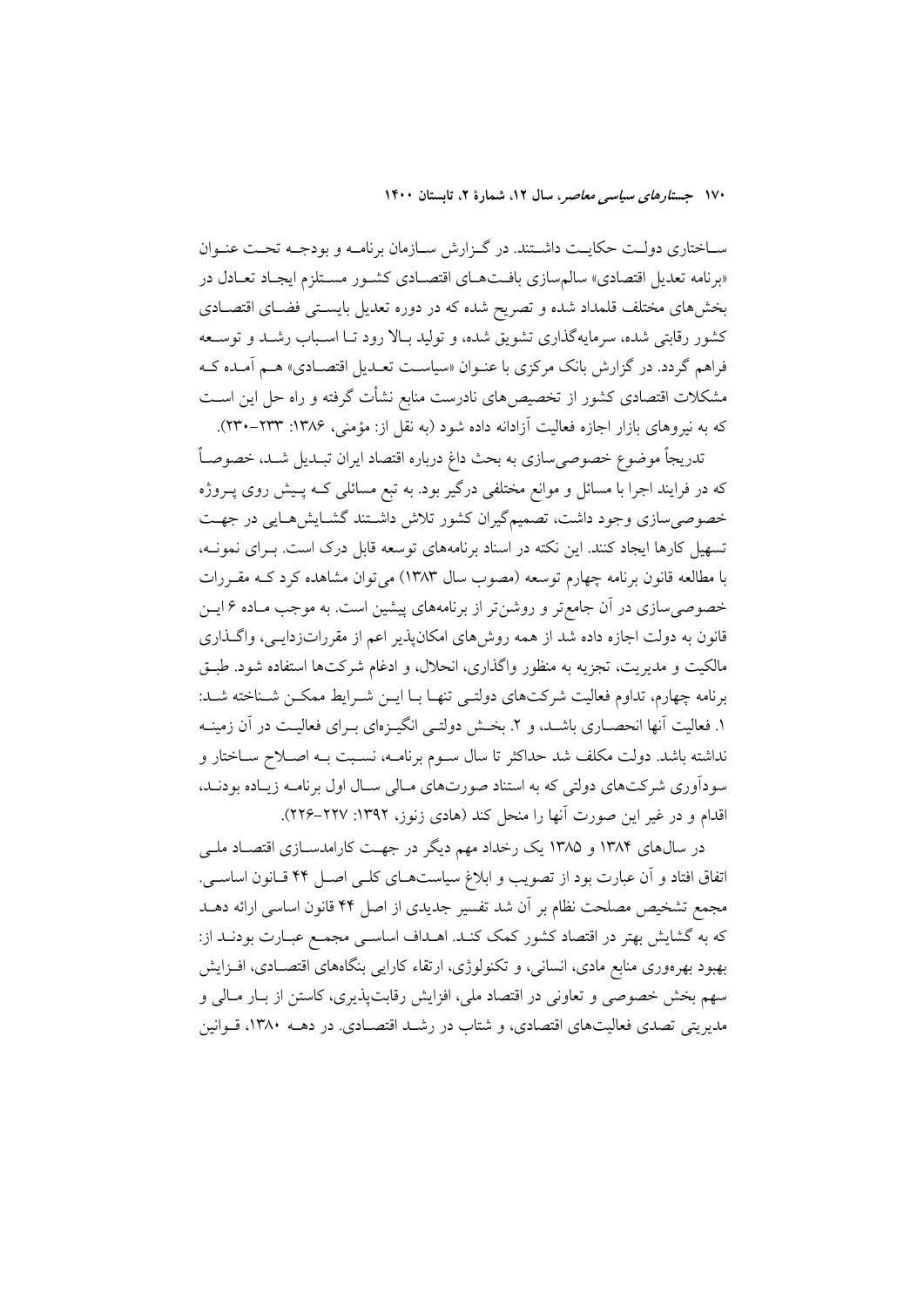ساختاری دولت حکایت داشتند. در گزارش سازمان برنامه و بودجه تحت عنوان «برنامه تعدیل اقتصادی» سالم‌سازی بافت‌های اقتصادی کشور مستلزم ایجاد تعادل در بخش‌های مختلف قلمداد شده و تصریح شده که در دوره تعدیل بایستی فضای اقتصادی کشور رقابتی شده، سرمایه‌گذاری تشویق شده، و تولید بالا رود تا اسباب رشد و توسعه فراهم گردد. در گزارش بانک مرکزی با عنوان «سیاست تعدیل اقتصادی» هم آمده که مشکلات اقتصادی کشور از تخصیص‌های نادرست منابع نشأت گرفته و راه حل این است که به نیروهای بازار اجازه فعالیت آزادانه داده شود (به نقل از: مؤمنی، ۱۳۸۶: ۲۳۳–۲۳۰).

تدریجاً موضوع خصوصی‌سازی به بحث داغ درباره اقتصاد ایران تبدیل شد، خصوصاً که در فرایند اجرا با مسائل و موانع مختلفی درگیر بود. به تبع مسائلی که پیش روی پروژه خصوصی‌سازی وجود داشت، تصمیم‌گیران کشور تلاش داشتند گشایش‌هایی در جهت تسهیل کارها ایجاد کنند. این نکته در اسناد برنامه‌های توسعه قابل درک است. برای نمونه، با مطالعه قانون برنامه چهارم توسعه (مصوب سال ۱۳۸۳) می‌توان مشاهده کرد که مقررات خصوصی‌سازی در آن جامع‌تر و روشن‌تر از برنامه‌های پیشین است. به موجب ماده ۶ این قانون به دولت اجازه داده شد از همه روش‌های امکان‌پذیر اعم از مقررات‌زدایی، واگذاری مالکیت و مدیریت، تجزیه به منظور واگذاری، انحلال، و ادغام شرکت‌ها استفاده شود. طبق برنامه چهارم، تداوم فعالیت شرکت‌های دولتی تنها با این شرایط ممکن شناخته شد: ۱. فعالیت آنها انحصاری باشد، و ۲. بخش دولتی انگیزه‌ای برای فعالیت در آن زمینه نداشته باشد. دولت مکلف شد حداکثر تا سال سوم برنامه، نسبت به اصلاح ساختار و سودآوری شرکت‌های دولتی که به استناد صورت‌های مالی سال اول برنامه زیان‌ده بودند، اقدام و در غیر این صورت آنها را منحل کند (هادی زنوز، ۱۳۹۲: ۲۲۷–۲۲۶).

در سال‌های ۱۳۸۴ و ۱۳۸۵ یک رخداد مهم دیگر در جهت کارامدسازی اقتصاد ملی اتفاق افتاد و آن عبارت بود از تصویب و ابلاغ سیاست‌های کلی اصل ۴۴ قانون اساسی. مجمع تشخیص مصلحت نظام بر آن شد تفسیر جدیدی از اصل ۴۴ قانون اساسی ارائه دهد که به گشایش بهتر در اقتصاد کشور کمک کند. اهداف اساسی مجمع عبارت بودند از: بهبود بهره‌وری منابع مادی، انسانی، و تکنولوژی، ارتقاء کارایی بنگاه‌های اقتصادی، افزایش سهم بخش خصوصی و تعاونی در اقتصاد ملی، افزایش رقابت‌پذیری، کاستن از بار مالی و مدیریتی تصدی فعالیت‌های اقتصادی، و شتاب در رشد اقتصادی. در دهه ۱۳۸۰، قوانین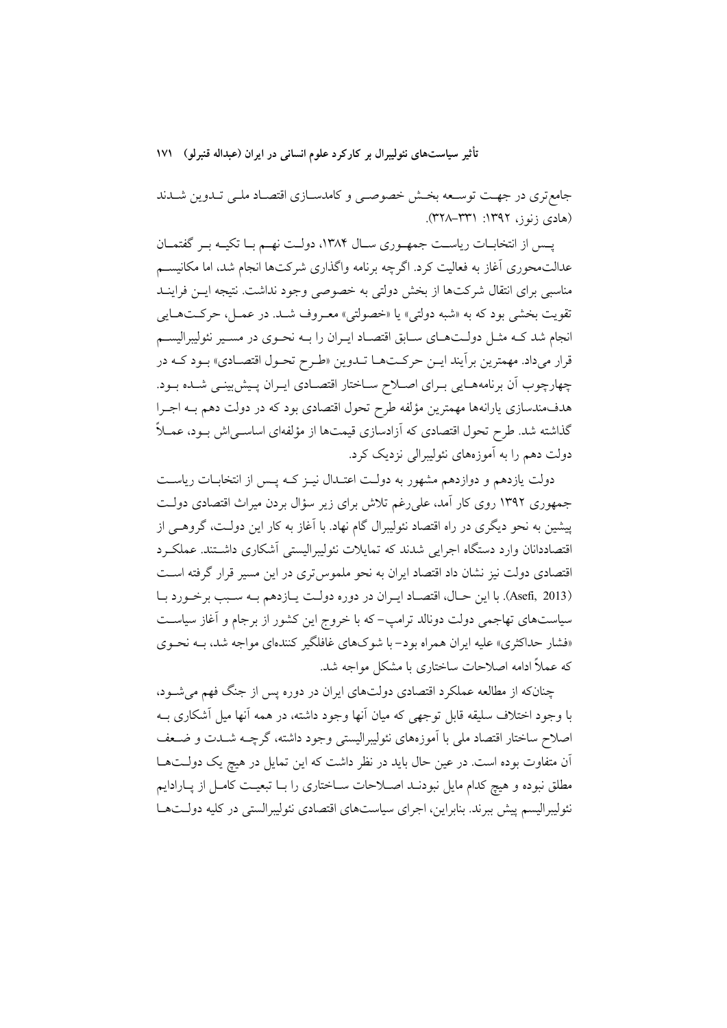جامع‌تری در جهت توسعه بخش خصوصی و کامدسازی اقتصاد ملی تدوین شدند (هادی زنوز، ۱۳۹۲: ۳۳۱-۳۲۸).

پس از انتخابات ریاست جمهوری سال ۱۳۸۴، دولت نهم با تکیه بر گفتمان عدالت‌محوری آغاز به فعالیت کرد. اگرچه برنامه واگذاری شرکت‌ها انجام شد، اما مکانیسم مناسبی برای انتقال شرکت‌ها از بخش دولتی به خصوصی وجود نداشت. نتیجه این فرایند تقویت بخشی بود که به «شبه دولتی» یا «خصولتی» معروف شد. در عمل، حرکت‌هایی انجام شد که مثل دولت‌های سابق اقتصاد ایران را به نحوی در مسیر نئولیبرالیسم قرار می‌داد. مهمترین برآیند این حرکت‌ها تدوین «طرح تحول اقتصادی» بود که در چهارچوب آن برنامه‌هایی برای اصلاح ساختار اقتصادی ایران پیش‌بینی شده بود. هدفمندسازی یارانه‌ها مهمترین مؤلفه طرح تحول اقتصادی بود که در دولت دهم به اجرا گذاشته شد. طرح تحول اقتصادی که آزادسازی قیمت‌ها از مؤلفه‌ای اساسی‌اش بود، عملاً دولت دهم را به آموزه‌های نئولیبرالی نزدیک کرد.

دولت یازدهم و دوازدهم مشهور به دولت اعتدال نیز که پس از انتخابات ریاست جمهوری ۱۳۹۲ روی کار آمد، علی‌رغم تلاش برای زیر سؤال بردن میراث اقتصادی دولت پیشین به نحو دیگری در راه اقتصاد نئولیبرال گام نهاد. با آغاز به کار این دولت، گروهی از اقتصاددانان وارد دستگاه اجرایی شدند که تمایلات نئولیبرالیستی آشکاری داشتند. عملکرد اقتصادی دولت نیز نشان داد اقتصاد ایران به نحو ملموس‌تری در این مسیر قرار گرفته است (Asefi, 2013). با این حال، اقتصاد ایران در دوره دولت یازدهم به سبب برخورد با سیاست‌های تهاجمی دولت دونالد ترامپ- که با خروج این کشور از برجام و آغاز سیاست «فشار حداکثری» علیه ایران همراه بود- با شوک‌های غافلگیر کننده‌ای مواجه شد، به نحوی که عملاً ادامه اصلاحات ساختاری با مشکل مواجه شد.

چنان‌که از مطالعه عملکرد اقتصادی دولت‌های ایران در دوره پس از جنگ فهم می‌شود، با وجود اختلاف سلیقه قابل توجهی که میان آنها وجود داشته، در همه آنها میل آشکاری به اصلاح ساختار اقتصاد ملی با آموزه‌های نئولیبرالیستی وجود داشته، گرچه شدت و ضعف آن متفاوت بوده است. در عین حال باید در نظر داشت که این تمایل در هیچ یک دولت‌ها مطلق نبوده و هیچ کدام مایل نبودند اصلاحات ساختاری را با تبعیت کامل از پارادایم نئولیبرالیسم پیش ببرند. بنابراین، اجرای سیاست‌های اقتصادی نئولیبرالستی در کلیه دولت‌ها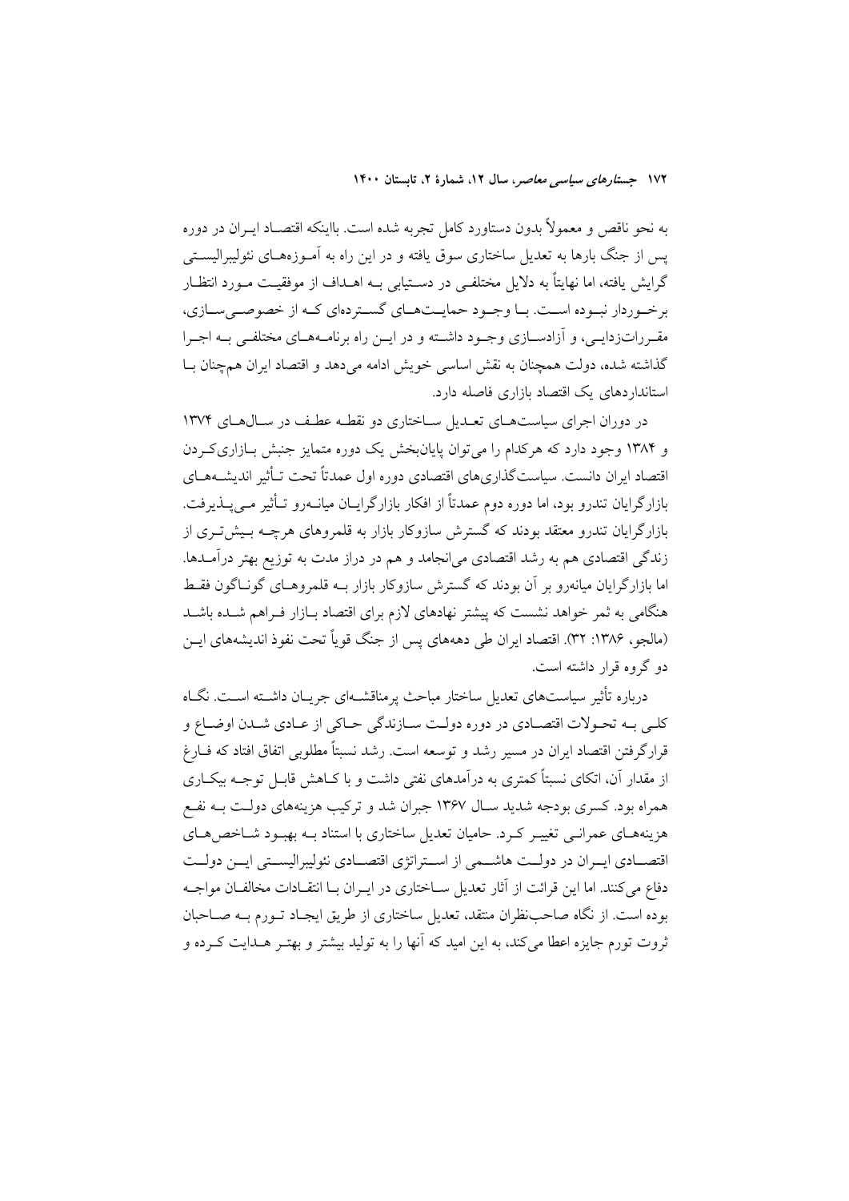به نحو ناقص و معمولاً بدون دستاورد کامل تجربه شده است. بااینکه اقتصاد ایران در دوره پس از جنگ بارها به تعدیل ساختاری سوق یافته و در این راه به آموزه‌های نئولیبرالیستی گرایش یافته، اما نهایتاً به دلایل مختلفی در دستیابی به اهداف از موفقیت مورد انتظار برخوردار نبوده است. با وجود حمایت‌های گسترده‌ای که از خصوصی‌سازی، مقررات‌زدایی، و آزادسازی وجود داشته و در این راه برنامه‌های مختلفی به اجرا گذاشته شده، دولت همچنان به نقش اساسی خویش ادامه می‌دهد و اقتصاد ایران همچنان با استانداردهای یک اقتصاد بازاری فاصله دارد.

در دوران اجرای سیاست‌های تعدیل ساختاری دو نقطه عطف در سال‌های ۱۳۷۴ و ۱۳۸۴ وجود دارد که هرکدام را می‌توان پایان‌بخش یک دوره متمایز جنبش بازاری‌کردن اقتصاد ایران دانست. سیاست‌گذاری‌های اقتصادی دوره اول عمدتاً تحت تأثیر اندیشه‌های بازارگرایان تندرو بود، اما دوره دوم عمدتاً از افکار بازارگرایان میانه‌رو تأثیر می‌پذیرفت. بازارگرایان تندرو معتقد بودند که گسترش سازوکار بازار به قلمروهای هرچه بیش‌تری از زندگی اقتصادی هم به رشد اقتصادی می‌انجامد و هم در دراز مدت به توزیع بهتر درآمدها. اما بازارگرایان میانه‌رو بر آن بودند که گسترش سازوکار بازار به قلمروهای گوناگون فقط هنگامی به ثمر خواهد نشست که پیشتر نهادهای لازم برای اقتصاد بازار فراهم شده باشد (مالجو، ۱۳۸۶: ۳۲). اقتصاد ایران طی دهه‌های پس از جنگ قویاً تحت نفوذ اندیشه‌های این دو گروه قرار داشته است.

درباره تأثیر سیاست‌های تعدیل ساختار مباحث پرمناقشه‌ای جریان داشته است. نگاه کلی به تحولات اقتصادی در دوره دولت سازندگی حاکی از عادی شدن اوضاع و قرارگرفتن اقتصاد ایران در مسیر رشد و توسعه است. رشد نسبتاً مطلوبی اتفاق افتاد که فارغ از مقدار آن، اتکای نسبتاً کمتری به درآمدهای نفتی داشت و با کاهش قابل توجه بیکاری همراه بود. کسری بودجه شدید سال ۱۳۶۷ جبران شد و ترکیب هزینه‌های دولت به نفع هزینه‌های عمرانی تغییر کرد. حامیان تعدیل ساختاری با استناد به بهبود شاخص‌های اقتصادی ایران در دولت هاشمی از استراتژی اقتصادی نئولیبرالیستی این دولت دفاع می‌کنند. اما این قرائت از آثار تعدیل ساختاری در ایران با انتقادات مخالفان مواجه بوده است. از نگاه صاحب‌نظران منتقد، تعدیل ساختاری از طریق ایجاد تورم به صاحبان ثروت تورم جایزه اعطا می‌کند، به این امید که آنها را به تولید بیشتر و بهتر هدایت کرده و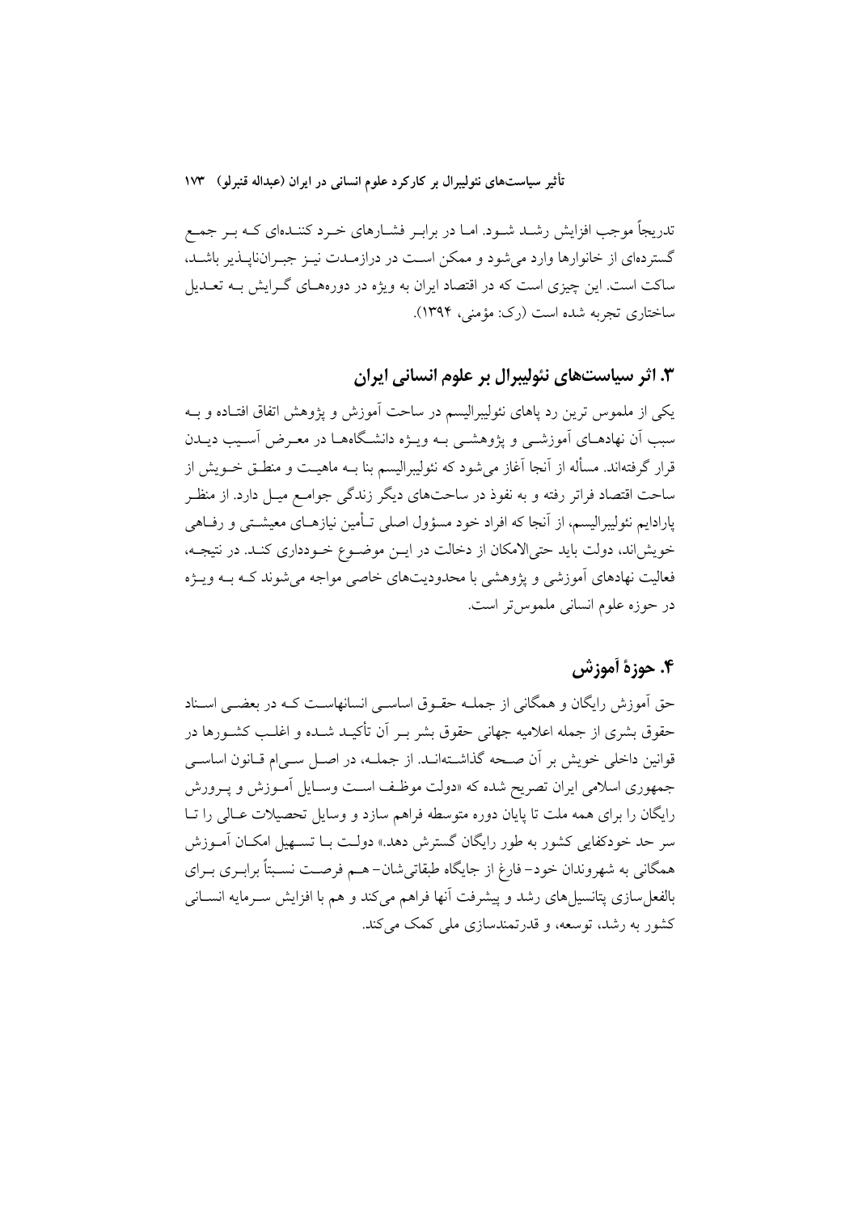تدریجاً موجب افزایش رشد شود. اما در برابر فشارهای خرد کننده‌ای که بر جمع گسترده‌ای از خانوارها وارد می‌شود و ممکن است در درازمدت نیز جبران‌ناپذیر باشد، ساکت است. این چیزی است که در اقتصاد ایران به ویژه در دوره‌های گرایش به تعدیل ساختاری تجربه شده است (رک: مؤمنی، ۱۳۹۴).

## ۳. اثر سیاست‌های نئولیبرال بر علوم انسانی ایران

یکی از ملموس ترین رد پاهای نئولیبرالیسم در ساحت آموزش و پژوهش اتفاق افتاده و به سبب آن نهادهای آموزشی و پژوهشی به ویژه دانشگاه‌ها در معرض آسیب دیدن قرار گرفته‌اند. مسأله از آنجا آغاز می‌شود که نئولیبرالیسم بنا به ماهیت و منطق خویش از ساحت اقتصاد فراتر رفته و به نفوذ در ساحت‌های دیگر زندگی جوامع میل دارد. از منظر پارادایم نئولیبرالیسم، از آنجا که افراد خود مسؤول اصلی تأمین نیازهای معیشتی و رفاهی خویش‌اند، دولت باید حتی‌الامکان از دخالت در این موضوع خودداری کند. در نتیجه، فعالیت نهادهای آموزشی و پژوهشی با محدودیت‌های خاصی مواجه می‌شوند که به ویژه در حوزه علوم انسانی ملموس‌تر است.

## ۴. حوزهٔ آموزش

حق آموزش رایگان و همگانی از جمله حقوق اساسی انسانهاست که در بعضی اسناد حقوق بشری از جمله اعلامیه جهانی حقوق بشر بر آن تأکید شده و اغلب کشورها در قوانین داخلی خویش بر آن صحه گذاشته‌اند. از جمله، در اصل سی‌ام قانون اساسی جمهوری اسلامی ایران تصریح شده که «دولت موظف است وسایل آموزش و پرورش رایگان را برای همه ملت تا پایان دوره متوسطه فراهم سازد و وسایل تحصیلات عالی را تا سر حد خودکفایی کشور به طور رایگان گسترش دهد.» دولت با تسهیل امکان آموزش همگانی به شهروندان خود- فارغ از جایگاه طبقاتی‌شان- هم فرصت نسبتاً برابری برای بالفعل‌سازی پتانسیل‌های رشد و پیشرفت آنها فراهم می‌کند و هم با افزایش سرمایه انسانی کشور به رشد، توسعه، و قدرتمندسازی ملی کمک می‌کند.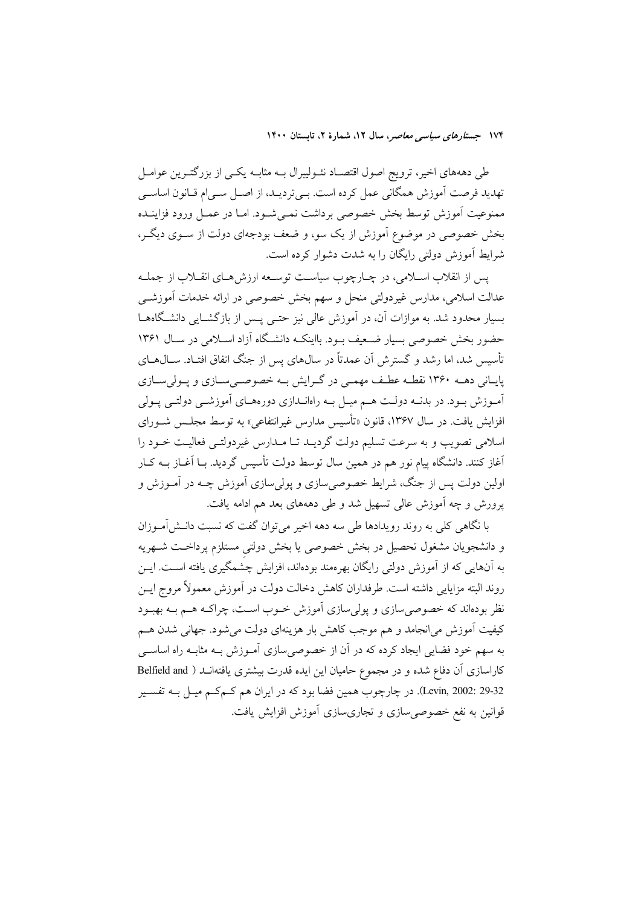طی دهه‌های اخیر، ترویج اصول اقتصاد نئولیبرال به مثابه یکی از بزرگترین عوامل تهدید فرصت آموزش همگانی عمل کرده است. بی‌تردید، از اصل سی‌ام قانون اساسی ممنوعیت آموزش توسط بخش خصوصی برداشت نمی‌شود. اما در عمل ورود فزاینده بخش خصوصی در موضوع آموزش از یک سو، و ضعف بودجه‌ای دولت از سوی دیگر، شرایط آموزش دولتی رایگان را به شدت دشوار کرده است.

پس از انقلاب اسلامی، در چارچوب سیاست توسعه ارزش‌های انقلاب از جمله عدالت اسلامی، مدارس غیردولتی منحل و سهم بخش خصوصی در ارائه خدمات آموزشی بسیار محدود شد. به موازات آن، در آموزش عالی نیز حتی پس از بازگشایی دانشگاه‌ها حضور بخش خصوصی بسیار ضعیف بود. بااینکه دانشگاه آزاد اسلامی در سال ۱۳۶۱ تأسیس شد، اما رشد و گسترش آن عمدتاً در سال‌های پس از جنگ اتفاق افتاد. سال‌های پایانی دهه ۱۳۶۰ نقطه عطف مهمی در گرایش به خصوصی‌سازی و پولی‌سازی آموزش بود. در بدنه دولت هم میل به راه‌اندازی دوره‌های آموزشی دولتی پولی افزایش یافت. در سال ۱۳۶۷، قانون «تأسیس مدارس غیرانتفاعی» به توسط مجلس شورای اسلامی تصویب و به سرعت تسلیم دولت گردید تا مدارس غیردولتی فعالیت خود را آغاز کنند. دانشگاه پیام نور هم در همین سال توسط دولت تأسیس گردید. با آغاز به کار اولین دولت پس از جنگ، شرایط خصوصی‌سازی و پولی‌سازی آموزش چه در آموزش و پرورش و چه آموزش عالی تسهیل شد و طی دهه‌های بعد هم ادامه یافت.

با نگاهی کلی به روند رویدادها طی سه دهه اخیر می‌توان گفت که نسبت دانش‌آموزان و دانشجویان مشغول تحصیل در بخش خصوصی یا بخش دولتیِ مستلزم پرداخت شهریه به آن‌هایی که از آموزش دولتی رایگان بهره‌مند بوده‌اند، افزایش چشمگیری یافته است. این روند البته مزایایی داشته است. طرفداران کاهش دخالت دولت در آموزش معمولاً مروج این نظر بوده‌اند که خصوصی‌سازی و پولی‌سازی آموزش خوب است، چراکه هم به بهبود کیفیت آموزش می‌انجامد و هم موجب کاهش بار هزینه‌ای دولت می‌شود. جهانی شدن هم به سهم خود فضایی ایجاد کرده که در آن از خصوصی‌سازی آموزش به مثابه راه اساسی کاراسازی آن دفاع شده و در مجموع حامیان این ایده قدرت بیشتری یافته‌اند (Belfield and Levin, 2002: 29-32). در چارچوب همین فضا بود که در ایران هم کم‌کم میل به تفسیر قوانین به نفع خصوصی‌سازی و تجاری‌سازی آموزش افزایش یافت.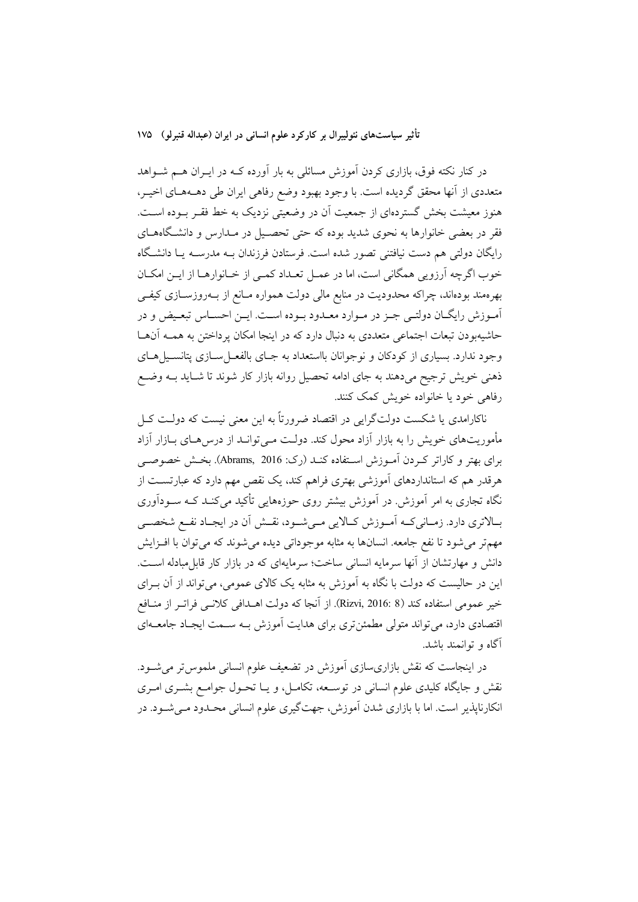در کنار نکته فوق، بازاری کردن آموزش مسائلی به بار آورده کـه در ایـران هـم شـواهد متعددی از آنها محقق گردیده است. با وجود بهبود وضع رفاهی ایران طی دهـه‌هـای اخیـر، هنوز معیشت بخش گسترده‌ای از جمعیت آن در وضعیتی نزدیک به خط فقـر بـوده اسـت. فقر در بعضی خانوارها به نحوی شدید بوده که حتی تحصـیل در مـدارس و دانشـگاه‌هـای رایگان دولتی هم دست نیافتنی تصور شده است. فرستادن فرزندان بـه مدرسـه یـا دانشـگاه خوب اگرچه آرزویی همگانی است، اما در عمـل تعـداد کمـی از خـانوارهـا از ایـن امکـان بهره‌مند بوده‌اند، چراکه محدودیت در منابع مالی دولت همواره مـانع از بـه‌روزسـازی کیفـی آمـوزش رایگـان دولتـی جـز در مـوارد معـدود بـوده اسـت. ایـن احسـاس تبعـیض و در حاشیه‌بودن تبعات اجتماعی متعددی به دنبال دارد که در اینجا امکان پرداختن به همـه آن‌هـا وجود ندارد. بسیاری از کودکان و نوجوانان بااستعداد به جـای بالفعـل‌سـازی پتانسـیل‌هـای ذهنی خویش ترجیح می‌دهند به جای ادامه تحصیل روانه بازار کار شوند تا شـاید بـه وضـع رفاهی خود یا خانواده خویش کمک کنند.

ناکارامدی یا شکست دولت‌گرایی در اقتصاد ضرورتاً به این معنی نیست که دولـت کـل مأموریت‌های خویش را به بازار آزاد محول کند. دولـت مـی‌توانـد از درس‌هـای بـازار آزاد برای بهتر و کاراتر کـردن آمـوزش اسـتفاده کنـد (رک: Abrams, 2016). بخـش خصوصـی هرقدر هم که استانداردهای آموزشی بهتری فراهم کند، یک نقص مهم دارد که عبارتسـت از نگاه تجاری به امر آموزش. در آموزش بیشتر روی حوزه‌هایی تأکید می‌کنـد کـه سـودآوری بـالاتری دارد. زمـانی‌کـه آمـوزش کـالایی مـی‌شـود، نقـش آن در ایجـاد نفـع شخصـی مهم‌تر می‌شود تا نفع جامعه. انسان‌ها به مثابه موجوداتی دیده می‌شوند که می‌توان با افـزایش دانش و مهارتشان از آنها سرمایه انسانی ساخت؛ سرمایه‌ای که در بازار کار قابل‌مبادله اسـت. این در حالیست که دولت با نگاه به آموزش به مثابه یک کالای عمومی، می‌تواند از آن بـرای خیر عمومی استفاده کند (Rizvi, 2016: 8). از آنجا که دولت اهـدافی کلانـی فراتـر از منـافع اقتصادی دارد، می‌تواند متولی مطمئن‌تری برای هدایت آموزش بـه سـمت ایجـاد جامعـه‌ای آگاه و توانمند باشد.

در اینجاست که نقش بازاری‌سازی آموزش در تضعیف علوم انسانی ملموس‌تر می‌شـود. نقش و جایگاه کلیدی علوم انسانی در توسـعه، تکامـل، و یـا تحـول جوامـع بشـری امـری انکارناپذیر است. اما با بازاری شدن آموزش، جهت‌گیری علوم انسانی محـدود مـی‌شـود. در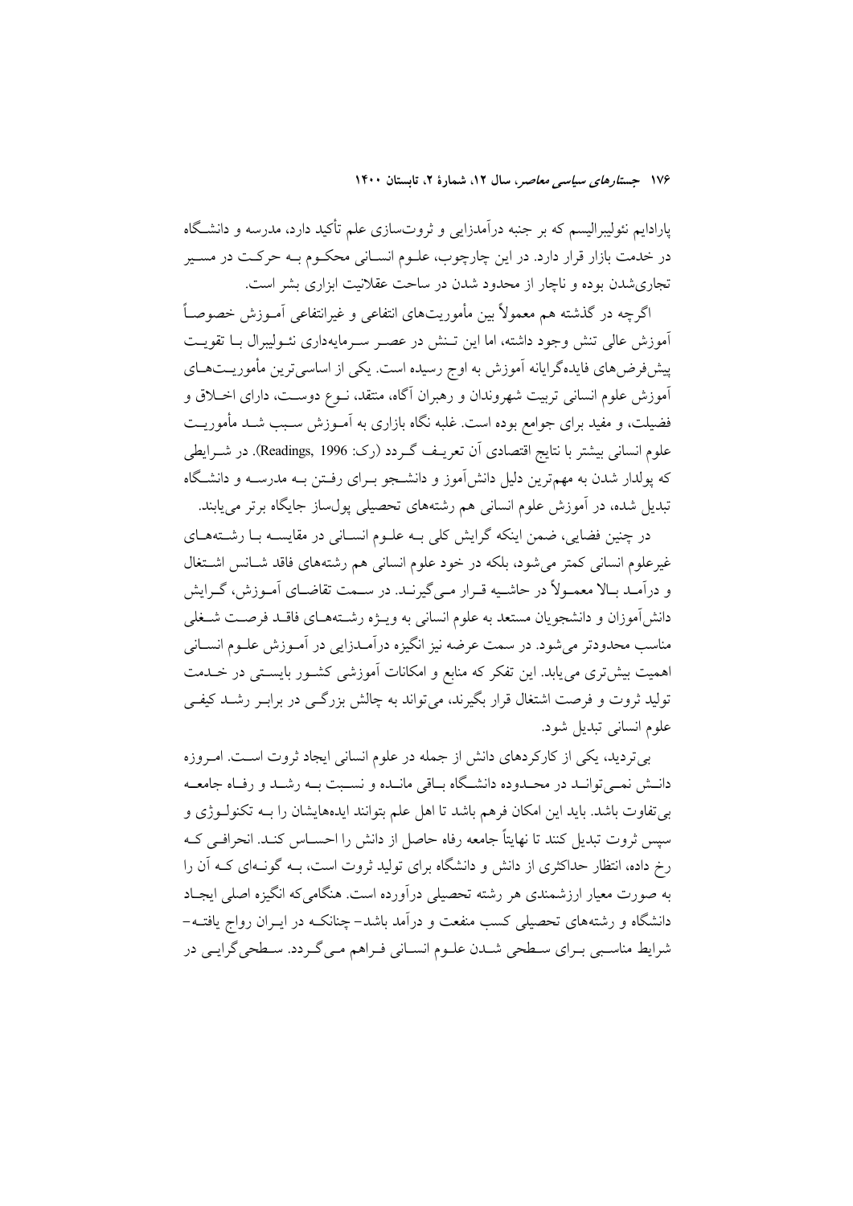پارادایم نئولیبرالیسم که بر جنبه درآمدزایی و ثروت‌سازی علم تأکید دارد، مدرسه و دانشگاه در خدمت بازار قرار دارد. در این چارچوب، علوم انسانی محکوم به حرکت در مسیر تجاری‌شدن بوده و ناچار از محدود شدن در ساحت عقلانیت ابزاری بشر است.

اگرچه در گذشته هم معمولاً بین مأموریت‌های انتفاعی و غیرانتفاعی آموزش خصوصاً آموزش عالی تنش وجود داشته، اما این تنش در عصر سرمایه‌داری نئولیبرال با تقویت پیش‌فرض‌های فایده‌گرایانه آموزش به اوج رسیده است. یکی از اساسی‌ترین مأموریت‌های آموزش علوم انسانی تربیت شهروندان و رهبران آگاه، منتقد، نوع دوست، دارای اخلاق و فضیلت، و مفید برای جوامع بوده است. غلبه نگاه بازاری به آموزش سبب شد مأموریت علوم انسانی بیشتر با نتایج اقتصادی آن تعریف گردد (رک: Readings, 1996). در شرایطی که پولدار شدن به مهم‌ترین دلیل دانش‌آموز و دانشجو برای رفتن به مدرسه و دانشگاه تبدیل شده، در آموزش علوم انسانی هم رشته‌های تحصیلی پولساز جایگاه برتر می‌یابند.

در چنین فضایی، ضمن اینکه گرایش کلی به علوم انسانی در مقایسه با رشته‌های غیرعلوم انسانی کمتر می‌شود، بلکه در خود علوم انسانی هم رشته‌های فاقد شانس اشتغال و درآمد بالا معمولاً در حاشیه قرار می‌گیرند. در سمت تقاضای آموزش، گرایش دانش‌آموزان و دانشجویان مستعد به علوم انسانی به ویژه رشته‌های فاقد فرصت شغلی مناسب محدودتر می‌شود. در سمت عرضه نیز انگیزه درآمدزایی در آموزش علوم انسانی اهمیت بیش‌تری می‌یابد. این تفکر که منابع و امکانات آموزشی کشور بایستی در خدمت تولید ثروت و فرصت اشتغال قرار بگیرند، می‌تواند به چالش بزرگی در برابر رشد کیفی علوم انسانی تبدیل شود.

بی‌تردید، یکی از کارکردهای دانش از جمله در علوم انسانی ایجاد ثروت است. امروزه دانش نمی‌تواند در محدوده دانشگاه باقی مانده و نسبت به رشد و رفاه جامعه بی‌تفاوت باشد. باید این امکان فرهم باشد تا اهل علم بتوانند ایده‌هایشان را به تکنولوژی و سپس ثروت تبدیل کنند تا نهایتاً جامعه رفاه حاصل از دانش را احساس کند. انحرافی که رخ داده، انتظار حداکثری از دانش و دانشگاه برای تولید ثروت است، به گونه‌ای که آن را به صورت معیار ارزشمندی هر رشته تحصیلی درآورده است. هنگامی‌که انگیزه اصلی ایجاد دانشگاه و رشته‌های تحصیلی کسب منفعت و درآمد باشد- چنانکه در ایران رواج یافته- شرایط مناسبی برای سطحی شدن علوم انسانی فراهم می‌گردد. سطحی‌گرایی در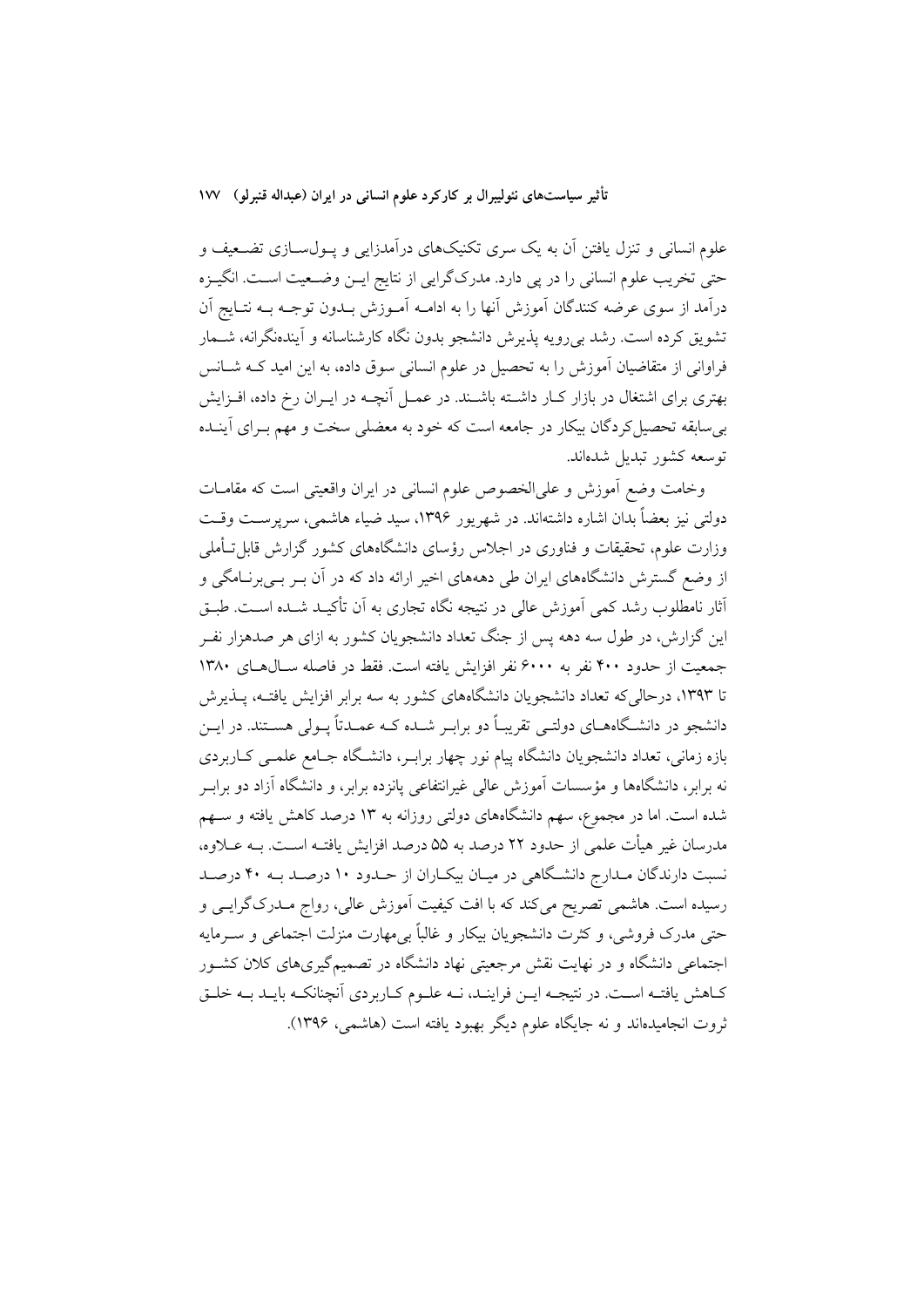علوم انسانی و تنزل یافتن آن به یک سری تکنیک‌های درآمدزایی و پول‌سازی تضعیف و حتی تخریب علوم انسانی را در پی دارد. مدرک‌گرایی از نتایج این وضعیت است. انگیزه درآمد از سوی عرضه کنندگان آموزش آنها را به ادامه آموزش بدون توجه به نتایج آن تشویق کرده است. رشد بی‌رویه پذیرش دانشجو بدون نگاه کارشناسانه و آینده‌نگرانه، شمار فراوانی از متقاضیان آموزش را به تحصیل در علوم انسانی سوق داده، به این امید که شانس بهتری برای اشتغال در بازار کار داشته باشند. در عمل آنچه در ایران رخ داده، افزایش بی‌سابقه تحصیل‌کردگان بیکار در جامعه است که خود به معضلی سخت و مهم برای آینده توسعه کشور تبدیل شده‌اند.

وخامت وضع آموزش و علی‌الخصوص علوم انسانی در ایران واقعیتی است که مقامات دولتی نیز بعضاً بدان اشاره داشته‌اند. در شهریور ۱۳۹۶، سید ضیاء هاشمی، سرپرست وقت وزارت علوم، تحقیقات و فناوری در اجلاس رؤسای دانشگاه‌های کشور گزارش قابل‌تأملی از وضع گسترش دانشگاه‌های ایران طی دهه‌های اخیر ارائه داد که در آن بر بی‌برنامگی و آثار نامطلوب رشد کمی آموزش عالی در نتیجه نگاه تجاری به آن تأکید شده است. طبق این گزارش، در طول سه دهه پس از جنگ تعداد دانشجویان کشور به ازای هر صدهزار نفر جمعیت از حدود ۴۰۰ نفر به ۶۰۰۰ نفر افزایش یافته است. فقط در فاصله سال‌های ۱۳۸۰ تا ۱۳۹۳، درحالی‌که تعداد دانشجویان دانشگاه‌های کشور به سه برابر افزایش یافته، پذیرش دانشجو در دانشگاه‌های دولتی تقریباً دو برابر شده که عمدتاً پولی هستند. در این بازه زمانی، تعداد دانشجویان دانشگاه پیام نور چهار برابر، دانشگاه جامع علمی کاربردی نه برابر، دانشگاه‌ها و مؤسسات آموزش عالی غیرانتفاعی پانزده برابر، و دانشگاه آزاد دو برابر شده است. اما در مجموع، سهم دانشگاه‌های دولتی روزانه به ۱۳ درصد کاهش یافته و سهم مدرسان غیر هیأت علمی از حدود ۲۲ درصد به ۵۵ درصد افزایش یافته است. به علاوه، نسبت دارندگان مدارج دانشگاهی در میان بیکاران از حدود ۱۰ درصد به ۴۰ درصد رسیده است. هاشمی تصریح می‌کند که با افت کیفیت آموزش عالی، رواج مدرک‌گرایی و حتی مدرک فروشی، و کثرت دانشجویان بیکار و غالباً بی‌مهارت منزلت اجتماعی و سرمایه اجتماعی دانشگاه و در نهایت نقش مرجعیتی نهاد دانشگاه در تصمیم‌گیری‌های کلان کشور کاهش یافته است. در نتیجه این فرایند، نه علوم کاربردی آنچنانکه باید به خلق ثروت انجامیده‌اند و نه جایگاه علوم دیگر بهبود یافته است (هاشمی، ۱۳۹۶).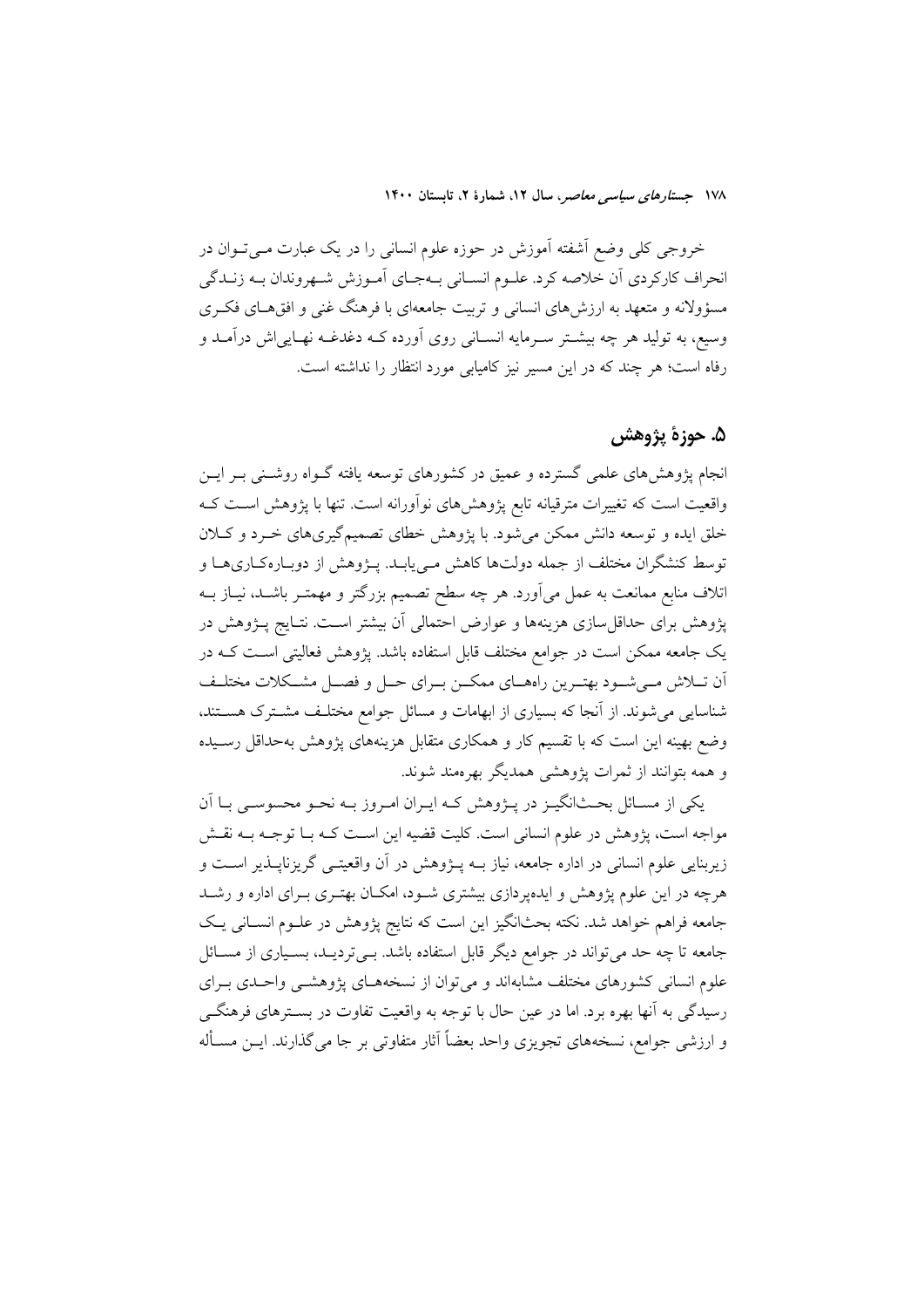خروجی کلی وضع آشفته آموزش در حوزه علوم انسانی را در یک عبارت مـی‌تـوان در انحراف کارکردی آن خلاصه کرد. علـوم انسـانی بـه‌جـای آمـوزش شـهروندان بـه زنـدگی مسؤولانه و متعهد به ارزش‌های انسانی و تربیت جامعه‌ای با فرهنگ غنی و افق‌هـای فکـری وسیع، به تولید هر چه بیشـتر سـرمایه انسـانی روی آورده کـه دغدغـه نهـایی‌اش درآمـد و رفاه است؛ هر چند که در این مسیر نیز کامیابی مورد انتظار را نداشته است.

## ۵. حوزهٔ پژوهش

انجام پژوهش‌های علمی گسترده و عمیق در کشورهای توسعه یافته گـواه روشـنی بـر ایـن واقعیت است که تغییرات مترقیانه تابع پژوهش‌های نوآورانه است. تنها با پژوهش اسـت کـه خلق ایده و توسعه دانش ممکن می‌شود. با پژوهش خطای تصمیم‌گیری‌های خـرد و کـلان توسط کنشگران مختلف از جمله دولت‌ها کاهش مـی‌یابـد. پـژوهش از دوبـاره‌کـاری‌هـا و اتلاف منابع ممانعت به عمل می‌آورد. هر چه سطح تصمیم بزرگتر و مهمتـر باشـد، نیـاز بـه پژوهش برای حداقل‌سازی هزینه‌ها و عوارض احتمالی آن بیشتر اسـت. نتـایج پـژوهش در یک جامعه ممکن است در جوامع مختلف قابل استفاده باشد. پژوهش فعالیتی اسـت کـه در آن تـلاش مـی‌شـود بهتـرین راه‌هـای ممکـن بـرای حـل و فصـل مشـکلات مختلـف شناسایی می‌شوند. از آنجا که بسیاری از ابهامات و مسائل جوامع مختلـف مشـترک هسـتند، وضع بهینه این است که با تقسیم کار و همکاری متقابل هزینه‌های پژوهش به‌حداقل رسـیده و همه بتوانند از ثمرات پژوهشی همدیگر بهره‌مند شوند.

یکی از مسـائل بحـث‌انگیـز در پـژوهش کـه ایـران امـروز بـه نحـو محسوسـی بـا آن مواجه است، پژوهش در علوم انسانی است. کلیت قضیه این اسـت کـه بـا توجـه بـه نقـش زیربنایی علوم انسانی در اداره جامعه، نیاز بـه پـژوهش در آن واقعیتـی گریزناپـذیر اسـت و هرچه در این علوم پژوهش و ایده‌پردازی بیشتری شـود، امکـان بهتـری بـرای اداره و رشـد جامعه فراهم خواهد شد. نکته بحث‌انگیز این است که نتایج پژوهش در علـوم انسـانی یـک جامعه تا چه حد می‌تواند در جوامع دیگر قابل استفاده باشد. بـی‌تردیـد، بسـیاری از مسـائل علوم انسانی کشورهای مختلف مشابه‌اند و می‌توان از نسخه‌هـای پژوهشـی واحـدی بـرای رسیدگی به آنها بهره برد. اما در عین حال با توجه به واقعیت تفاوت در بسـترهای فرهنگـی و ارزشی جوامع، نسخه‌های تجویزی واحد بعضاً آثار متفاوتی بر جا می‌گذارند. ایـن مسـأله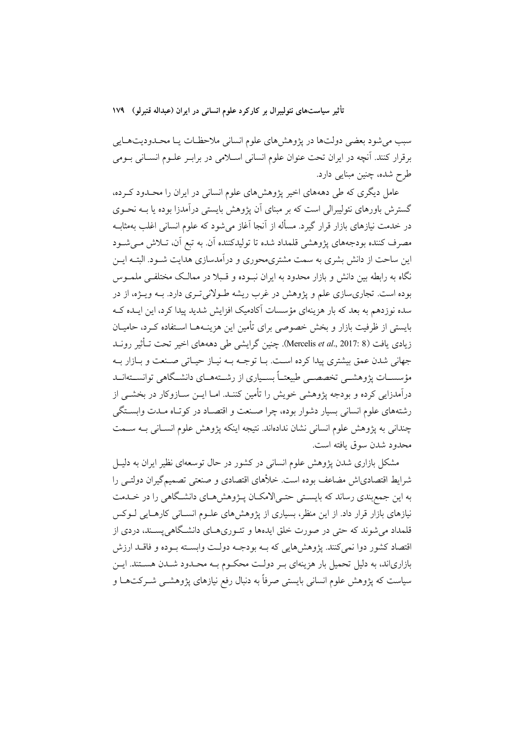سبب می‌شود بعضی دولت‌ها در پژوهش‌های علوم انسانی ملاحظات یا محدودیت‌هایی برقرار کنند. آنچه در ایران تحت عنوان علوم انسانی اسلامی در برابر علوم انسانی بومی طرح شده، چنین مبنایی دارد.

عامل دیگری که طی دهه‌های اخیر پژوهش‌های علوم انسانی در ایران را محدود کرده، گسترش باورهای نئولیبرالی است که بر مبنای آن پژوهش بایستی درآمدزا بوده یا به نحوی در خدمت نیازهای بازار قرار گیرد. مسأله از آنجا آغاز می‌شود که علوم انسانی اغلب به‌مثابه مصرف کننده بودجه‌های پژوهشی قلمداد شده تا تولیدکننده آن. به تبع آن، تلاش می‌شود این ساحت از دانش بشری به سمت مشتری‌محوری و درآمدسازی هدایت شود. البته این نگاه به رابطه بین دانش و بازار محدود به ایران نبوده و قبلا در ممالک مختلفی ملموس بوده است. تجاری‌سازی علم و پژوهش در غرب ریشه طولانی‌تری دارد. به ویژه، از در سده نوزدهم به بعد که بار هزینه‌ای مؤسسات آکادمیک افزایش شدید پیدا کرد، این ایده که بایستی از ظرفیت بازار و بخش خصوصی برای تأمین این هزینه‌ها استفاده کرد، حامیان زیادی یافت (Mercelis *et al.*, 2017: 8). چنین گرایشی طی دهه‌های اخیر تحت تأثیر روند جهانی شدن عمق بیشتری پیدا کرده است. با توجه به نیاز حیاتی صنعت و بازار به مؤسسات پژوهشی تخصصی طبیعتاً بسیاری از رشته‌های دانشگاهی توانسته‌اند درآمدزایی کرده و بودجه پژوهشی خویش را تأمین کنند. اما این سازوکار در بخشی از رشته‌های علوم انسانی بسیار دشوار بوده، چرا صنعت و اقتصاد در کوتاه مدت وابستگی چندانی به پژوهش علوم انسانی نشان نداده‌اند. نتیجه اینکه پژوهش علوم انسانی به سمت محدود شدن سوق یافته است.

مشکل بازاری شدن پژوهش علوم انسانی در کشور در حال توسعه‌ای نظیر ایران به دلیل شرایط اقتصادی‌اش مضاعف بوده است. خلأهای اقتصادی و صنعتی تصمیم‌گیران دولتی را به این جمع‌بندی رساند که بایستی حتی‌الامکان پژوهش‌های دانشگاهی را در خدمت نیازهای بازار قرار داد. از این منظر، بسیاری از پژوهش‌های علوم انسانی کارهایی لوکس قلمداد می‌شوند که حتی در صورت خلق ایده‌ها و تئوری‌های دانشگاهی‌پسند، دردی از اقتصاد کشور دوا نمی‌کنند. پژوهش‌هایی که به بودجه دولت وابسته بوده و فاقد ارزش بازاری‌اند، به دلیل تحمیل بار هزینه‌ای بر دولت محکوم به محدود شدن هستند. این سیاست که پژوهش علوم انسانی بایستی صرفاً به دنبال رفع نیازهای پژوهشی شرکت‌ها و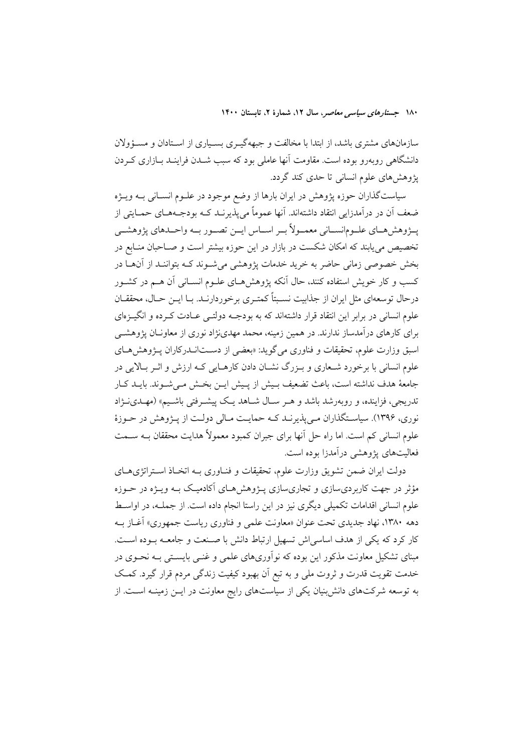سازمان‌های مشتری باشد، از ابتدا با مخالفت و جبهه‌گیری بسیاری از استادان و مسؤولان دانشگاهی روبه‌رو بوده است. مقاومت آنها عاملی بود که سبب شدن فرایند بازاری کردن پژوهش‌های علوم انسانی تا حدی کند گردد.

سیاست‌گذاران حوزه پژوهش در ایران بارها از وضع موجود در علوم انسانی به ویژه ضعف آن در درآمدزایی انتقاد داشته‌اند. آنها عموماً می‌پذیرند که بودجه‌های حمایتی از پژوهش‌های علوم‌انسانی معمولاً بر اساس این تصور به واحدهای پژوهشی تخصیص می‌یابند که امکان شکست در بازار در این حوزه بیشتر است و صاحبان منابع در بخش خصوصی زمانی حاضر به خرید خدمات پژوهشی می‌شوند که بتوانند از آنها در کسب و کار خویش استفاده کنند، حال آنکه پژوهش‌های علوم انسانی آن هم در کشور درحال توسعه‌ای مثل ایران از جذابیت نسبتاً کمتری برخوردارند. با این حال، محققان علوم انسانی در برابر این انتقاد قرار داشته‌اند که به بودجه دولتی عادت کرده و انگیزه‌ای برای کارهای درآمدساز ندارند. در همین زمینه، محمد مهدی‌نژاد نوری از معاونان پژوهشی اسبق وزارت علوم، تحقیقات و فناوری می‌گوید: «بعضی از دست‌اندرکاران پژوهش‌های علوم انسانی با برخورد شعاری و بزرگ نشان دادن کارهایی که ارزش و اثر بالایی در جامعهٔ هدف نداشته است، باعث تضعیف بیش از پیش این بخش می‌شوند. باید کار تدریجی، فزاینده، و روبه‌رشد باشد و هر سال شاهد یک پیشرفتی باشیم» (مهدی‌نژاد نوری، ۱۳۹۶). سیاستگذاران می‌پذیرند که حمایت مالی دولت از پژوهش در حوزهٔ علوم انسانی کم است. اما راه حل آنها برای جبران کمبود معمولاً هدایت محققان به سمت فعالیت‌های پژوهشی درآمدزا بوده است.

دولت ایران ضمن تشویق وزارت علوم، تحقیقات و فناوری به اتخاذ استراتژی‌های مؤثر در جهت کاربردی‌سازی و تجاری‌سازی پژوهش‌های آکادمیک به ویژه در حوزه علوم انسانی اقدامات تکمیلی دیگری نیز در این راستا انجام داده است. از جمله، در اواسط دهه ۱۳۸۰، نهاد جدیدی تحت عنوان «معاونت علمی و فناوری ریاست جمهوری» آغاز به کار کرد که یکی از هدف اساسی‌اش تسهیل ارتباط دانش با صنعت و جامعه بوده است. مبنای تشکیل معاونت مذکور این بوده که نوآوری‌های علمی و غنی بایستی به نحوی در خدمت تقویت قدرت و ثروت ملی و به تبع آن بهبود کیفیت زندگی مردم قرار گیرد. کمک به توسعه شرکت‌های دانش‌بنیان یکی از سیاست‌های رایج معاونت در این زمینه است. از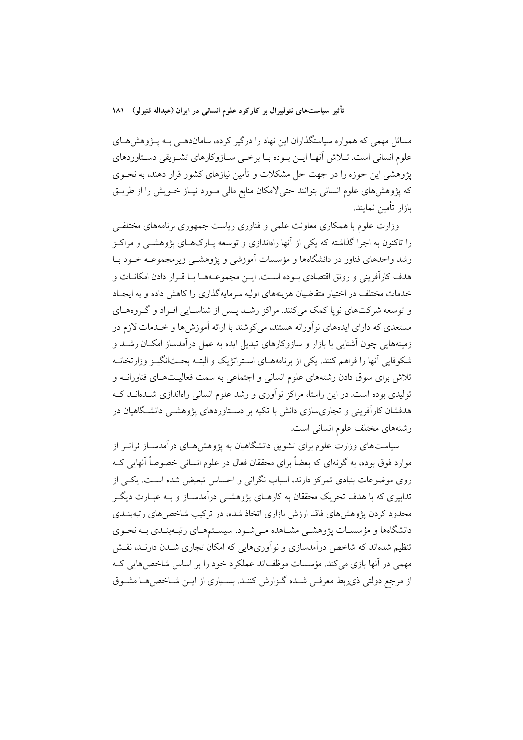مسائل مهمی که همواره سیاستگذاران این نهاد را درگیر کرده، ساماندهی به پژوهش‌های علوم انسانی است. تلاش آنها این بوده با برخی سازوکارهای تشویقی دستاوردهای پژوهشی این حوزه را در جهت حل مشکلات و تأمین نیازهای کشور قرار دهند، به نحوی که پژوهش‌های علوم انسانی بتوانند حتی‌الامکان منابع مالی مورد نیاز خویش را از طریق بازار تأمین نمایند.

وزارت علوم با همکاری معاونت علمی و فناوری ریاست جمهوری برنامه‌های مختلفی را تاکنون به اجرا گذاشته که یکی از آنها راه‌اندازی و توسعه پارک‌های پژوهشی و مراکز رشد واحدهای فناور در دانشگاه‌ها و مؤسسات آموزشی و پژوهشی زیرمجموعه خود با هدف کارآفرینی و رونق اقتصادی بوده است. این مجموعه‌ها با قرار دادن امکانات و خدمات مختلف در اختیار متقاضیان هزینه‌های اولیه سرمایه‌گذاری را کاهش داده و به ایجاد و توسعه شرکت‌های نوپا کمک می‌کنند. مراکز رشد پس از شناسایی افراد و گروه‌های مستعدی که دارای ایده‌های نوآورانه هستند، می‌کوشند با ارائه آموزش‌ها و خدمات لازم در زمینه‌هایی چون آشنایی با بازار و سازوکارهای تبدیل ایده به عمل درآمدساز امکان رشد و شکوفایی آنها را فراهم کنند. یکی از برنامه‌های استراتژیک و البته بحث‌انگیز وزارتخانه تلاش برای سوق دادن رشته‌های علوم انسانی و اجتماعی به سمت فعالیت‌های فناورانه و تولیدی بوده است. در این راستا، مراکز نوآوری و رشد علوم انسانی راه‌اندازی شده‌اند که هدفشان کارآفرینی و تجاری‌سازی دانش با تکیه بر دستاوردهای پژوهشی دانشگاهیان در رشته‌های مختلف علوم انسانی است.

سیاست‌های وزارت علوم برای تشویق دانشگاهیان به پژوهش‌های درآمدساز فراتر از موارد فوق بوده، به گونه‌ای که بعضاً برای محققان فعال در علوم انسانی خصوصاً آنهایی که روی موضوعات بنیادی تمرکز دارند، اسباب نگرانی و احساس تبعیض شده است. یکی از تدابیری که با هدف تحریک محققان به کارهای پژوهشی درآمدساز و به عبارت دیگر محدود کردن پژوهش‌های فاقد ارزش بازاری اتخاذ شده، در ترکیب شاخص‌های رتبه‌بندی دانشگاه‌ها و مؤسسات پژوهشی مشاهده می‌شود. سیستم‌های رتبه‌بندی به نحوی تنظیم شده‌اند که شاخص درآمدسازی و نوآوری‌هایی که امکان تجاری شدن دارند، نقش مهمی در آنها بازی می‌کند. مؤسسات موظف‌اند عملکرد خود را بر اساس شاخص‌هایی که از مرجع دولتی ذی‌ربط معرفی شده گزارش کنند. بسیاری از این شاخص‌ها مشوق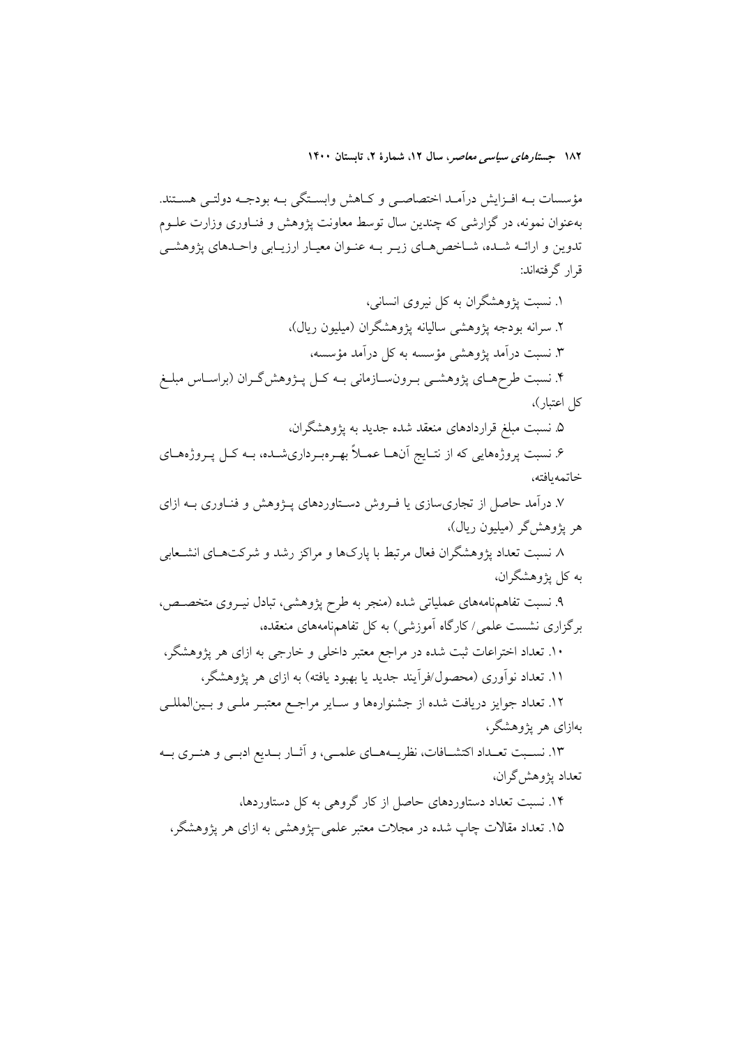مؤسسات بـه افـزایش درآمـد اختصاصـی و کـاهش وابسـتگی بـه بودجـه دولتـی هسـتند. به‌عنوان نمونه، در گزارشی که چندین سال توسط معاونت پژوهش و فنـاوری وزارت علـوم تدوین و ارائـه شـده، شـاخص‌هـای زیـر بـه عنـوان معیـار ارزیـابی واحـدهای پژوهشـی قرار گرفته‌اند:

۱. نسبت پژوهشگران به کل نیروی انسانی،

۲. سرانه بودجه پژوهشی سالیانه پژوهشگران (میلیون ریال)،

۳. نسبت درآمد پژوهشی مؤسسه به کل درآمد مؤسسه،

۴. نسبت طرح‌هـای پژوهشـی بـرون‌سـازمانی بـه کـل پـژوهش‌گـران (براسـاس مبلـغ کل اعتبار)،

۵. نسبت مبلغ قراردادهای منعقد شده جدید به پژوهشگران،

۶. نسبت پروژه‌هایی که از نتـایج آن‌هـا عمـلاً بهـره‌بـرداری‌شـده، بـه کـل پـروژه‌هـای خاتمه‌یافته،

۷. درآمد حاصل از تجاری‌سازی یا فـروش دسـتاوردهای پـژوهش و فنـاوری بـه ازای هر پژوهش‌گر (میلیون ریال)،

۸. نسبت تعداد پژوهشگران فعال مرتبط با پارک‌ها و مراکز رشد و شرکت‌هـای انشـعابی به کل پژوهشگران،

۹. نسبت تفاهم‌نامه‌های عملیاتی شده (منجر به طرح پژوهشی، تبادل نیـروی متخصـص، برگزاری نشست علمی/ کارگاه آموزشی) به کل تفاهم‌نامه‌های منعقده،

۱۰. تعداد اختراعات ثبت شده در مراجع معتبر داخلی و خارجی به ازای هر پژوهشگر،

۱۱. تعداد نوآوری (محصول/فرآیند جدید یا بهبود یافته) به ازای هر پژوهشگر،

۱۲. تعداد جوایز دریافت شده از جشنواره‌ها و سـایر مراجـع معتبـر ملـی و بـین‌المللـی به‌ازای هر پژوهشگر،

۱۳. نسـبت تعـداد اکتشـافات، نظریـه‌هـای علمـی، و آثـار بـدیع ادبـی و هنـری بـه تعداد پژوهش‌گران،

۱۴. نسبت تعداد دستاوردهای حاصل از کار گروهی به کل دستاوردها،

۱۵. تعداد مقالات چاپ شده در مجلات معتبر علمی-پژوهشی به ازای هر پژوهشگر،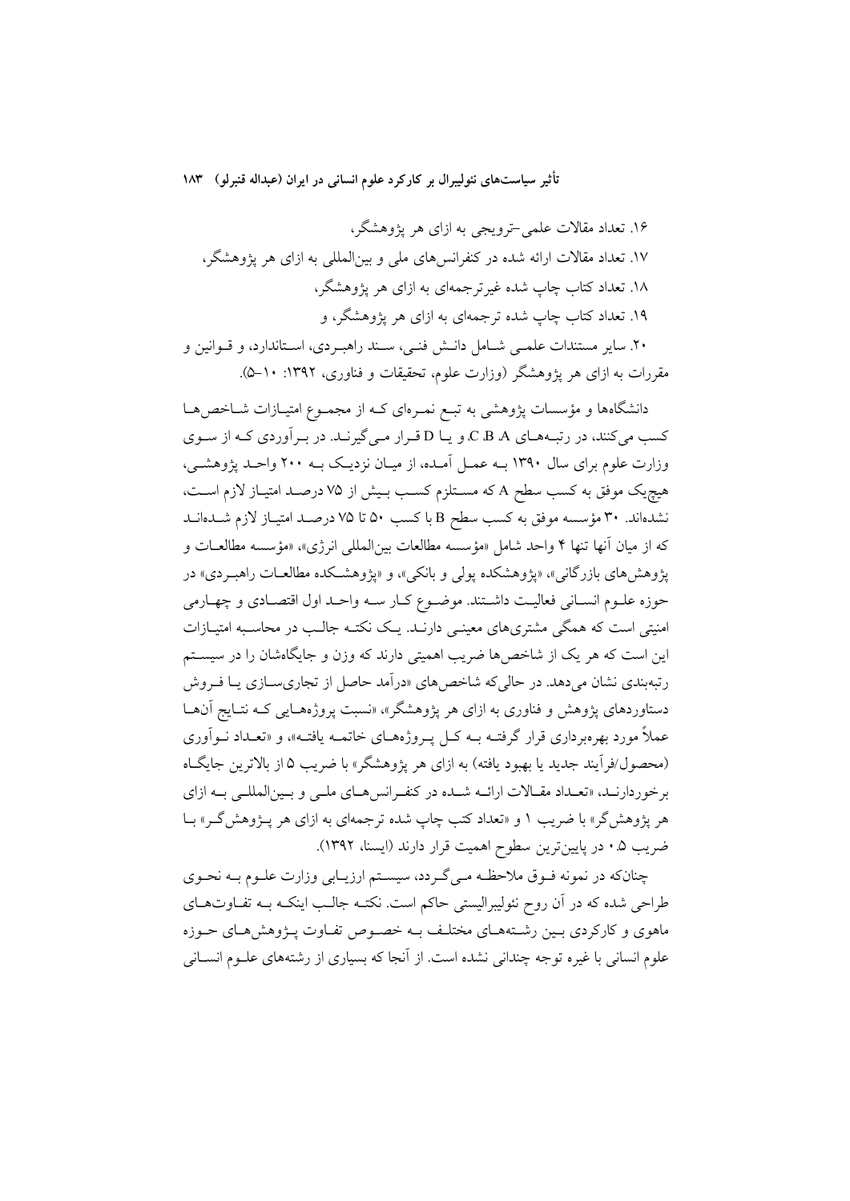۱۶. تعداد مقالات علمی–ترویجی به ازای هر پژوهشگر،

۱۷. تعداد مقالات ارائه شده در کنفرانس‌های ملی و بین‌المللی به ازای هر پژوهشگر،

۱۸. تعداد کتاب چاپ شده غیرترجمه‌ای به ازای هر پژوهشگر،

۱۹. تعداد کتاب چاپ شده ترجمه‌ای به ازای هر پژوهشگر، و

۲۰. سایر مستندات علمی شامل دانش فنی، سند راهبردی، استاندارد، و قوانین و مقررات به ازای هر پژوهشگر (وزارت علوم، تحقیقات و فناوری، ۱۳۹۲: ۱۰–۵).

دانشگاه‌ها و مؤسسات پژوهشی به تبع نمره‌ای که از مجموع امتیازات شاخص‌ها کسب می‌کنند، در رتبه‌های A، B، C، و یا D قرار می‌گیرند. در برآوردی که از سوی وزارت علوم برای سال ۱۳۹۰ به عمل آمده، از میان نزدیک به ۲۰۰ واحد پژوهشی، هیچ‌یک موفق به کسب سطح A که مستلزم کسب بیش از ۷۵ درصد امتیاز لازم است، نشده‌اند. ۳۰ مؤسسه موفق به کسب سطح B با کسب ۵۰ تا ۷۵ درصد امتیاز لازم شده‌اند که از میان آنها تنها ۴ واحد شامل «مؤسسه مطالعات بین‌المللی انرژی»، «مؤسسه مطالعات و پژوهش‌های بازرگانی»، «پژوهشکده پولی و بانکی»، و «پژوهشکده مطالعات راهبردی» در حوزه علوم انسانی فعالیت داشتند. موضوع کار سه واحد اول اقتصادی و چهارمی امنیتی است که همگی مشتری‌های معینی دارند. یک نکته جالب در محاسبه امتیازات این است که هر یک از شاخص‌ها ضریب اهمیتی دارند که وزن و جایگاه‌شان را در سیستم رتبه‌بندی نشان می‌دهد. در حالی‌که شاخص‌های «درآمد حاصل از تجاری‌سازی یا فروش دستاوردهای پژوهش و فناوری به ازای هر پژوهشگر»، «نسبت پروژه‌هایی که نتایج آنها عملاً مورد بهره‌برداری قرار گرفته به کل پروژه‌های خاتمه یافته»، و «تعداد نوآوری (محصول/فرآیند جدید یا بهبود یافته) به ازای هر پژوهشگر» با ضریب ۵ از بالاترین جایگاه برخوردارند، «تعداد مقالات ارائه شده در کنفرانس‌های ملی و بین‌المللی به ازای هر پژوهش‌گر» با ضریب ۱ و «تعداد کتب چاپ شده ترجمه‌ای به ازای هر پژوهش‌گر» با ضریب ۰.۵ در پایین‌ترین سطوح اهمیت قرار دارند (ایسنا، ۱۳۹۲).

چنان‌که در نمونه فوق ملاحظه می‌گردد، سیستم ارزیابی وزارت علوم به نحوی طراحی شده که در آن روح نئولیبرالیستی حاکم است. نکته جالب اینکه به تفاوت‌های ماهوی و کارکردی بین رشته‌های مختلف به خصوص تفاوت پژوهش‌های حوزه علوم انسانی با غیره توجه چندانی نشده است. از آنجا که بسیاری از رشته‌های علوم انسانی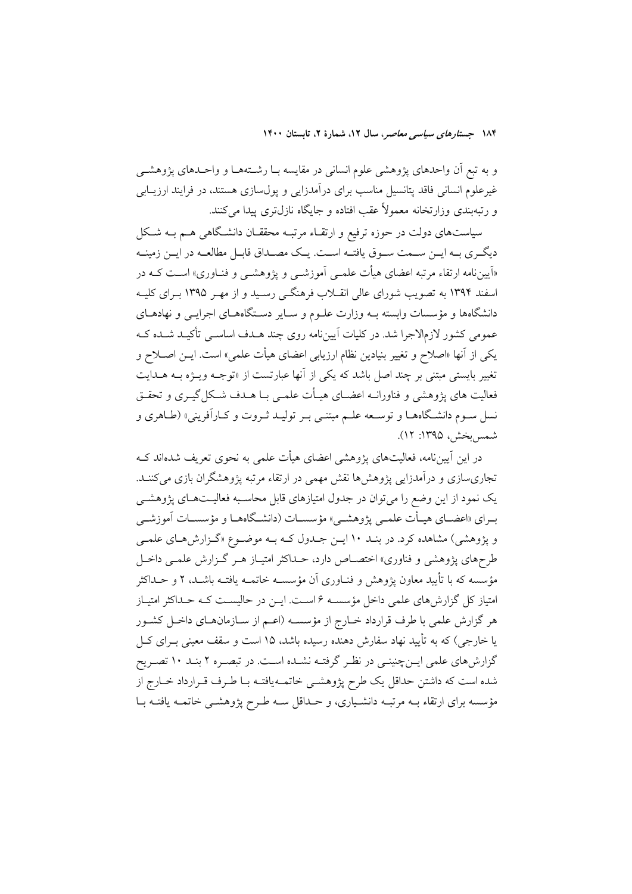و به تبع آن واحدهای پژوهشی علوم انسانی در مقایسه بـا رشـته‌هـا و واحـدهای پژوهشـی غیرعلوم انسانی فاقد پتانسیل مناسب برای درآمدزایی و پول‌سازی هستند، در فرایند ارزیـابی و رتبه‌بندی وزارتخانه معمولاً عقب افتاده و جایگاه نازل‌تری پیدا می‌کنند.

سیاست‌های دولت در حوزه ترفیع و ارتقـاء مرتبـه محققـان دانشـگاهی هـم بـه شـکل دیگـری بـه ایـن سـمت سـوق یافتـه اسـت. یـک مصـداق قابـل مطالعـه در ایـن زمینـه «آیین‌نامه ارتقاء مرتبه اعضای هیأت علمـی آموزشـی و پژوهشـی و فنـاوری» اسـت کـه در اسفند ۱۳۹۴ به تصویب شورای عالی انقـلاب فرهنگـی رسـید و از مهـر ۱۳۹۵ بـرای کلیـه دانشگاه‌ها و مؤسسات وابسته بـه وزارت علـوم و سـایر دسـتگاه‌هـای اجرایـی و نهادهـای عمومی کشور لازم‌الاجرا شد. در کلیات آیین‌نامه روی چند هـدف اساسـی تأکیـد شـده کـه یکی از آنها «اصلاح و تغییر بنیادین نظام ارزیابی اعضای هیأت علمی» است. ایـن اصـلاح و تغییر بایستی مبتنی بر چند اصل باشد که یکی از آنها عبارتست از «توجـه ویـژه بـه هـدایت فعالیت های پژوهشی و فناورانـه اعضـای هیـأت علمـی بـا هـدف شـکل‌گیـری و تحقـق نسل سـوم دانشـگاه‌هـا و توسـعه علـم مبتنـی بـر تولیـد ثـروت و کـارآفرینی» (طـاهری و شمس‌بخش، ۱۳۹۵: ۱۲).

در این آیین‌نامه، فعالیت‌های پژوهشی اعضای هیأت علمی به نحوی تعریف شده‌اند کـه تجاری‌سازی و درآمدزایی پژوهش‌ها نقش مهمی در ارتقاء مرتبه پژوهشگران بازی می‌کننـد. یک نمود از این وضع را می‌توان در جدول امتیازهای قابل محاسـبه فعالیـت‌هـای پژوهشـی بـرای «اعضـای هیـأت علمـی پژوهشـی» مؤسسـات (دانشـگاه‌هـا و مؤسسـات آموزشـی و پژوهشی) مشاهده کرد. در بنـد ۱۰ ایـن جـدول کـه بـه موضـوع «گـزارش‌هـای علمـی طرح‌های پژوهشی و فناوری» اختصـاص دارد، حـداکثر امتیـاز هـر گـزارش علمـی داخـل مؤسسه که با تأیید معاون پژوهش و فنـاوری آن مؤسسـه خاتمـه یافتـه باشـد، ۲ و حـداکثر امتیاز کل گزارش‌های علمی داخل مؤسسـه ۶ اسـت. ایـن در حالیسـت کـه حـداکثر امتیـاز هر گزارش علمی با طرف قرارداد خـارج از مؤسسـه (اعـم از سـازمان‌هـای داخـل کشـور یا خارجی) که به تأیید نهاد سفارش دهنده رسیده باشد، ۱۵ است و سقف معینی بـرای کـل گزارش‌های علمی ایـن‌چنینـی در نظـر گرفتـه نشـده اسـت. در تبصـره ۲ بنـد ۱۰ تصـریح شده است که داشتن حداقل یک طرح پژوهشـی خاتمـه‌یافتـه بـا طـرف قـرارداد خـارج از مؤسسه برای ارتقاء بـه مرتبـه دانشـیاری، و حـداقل سـه طـرح پژوهشـی خاتمـه یافتـه بـا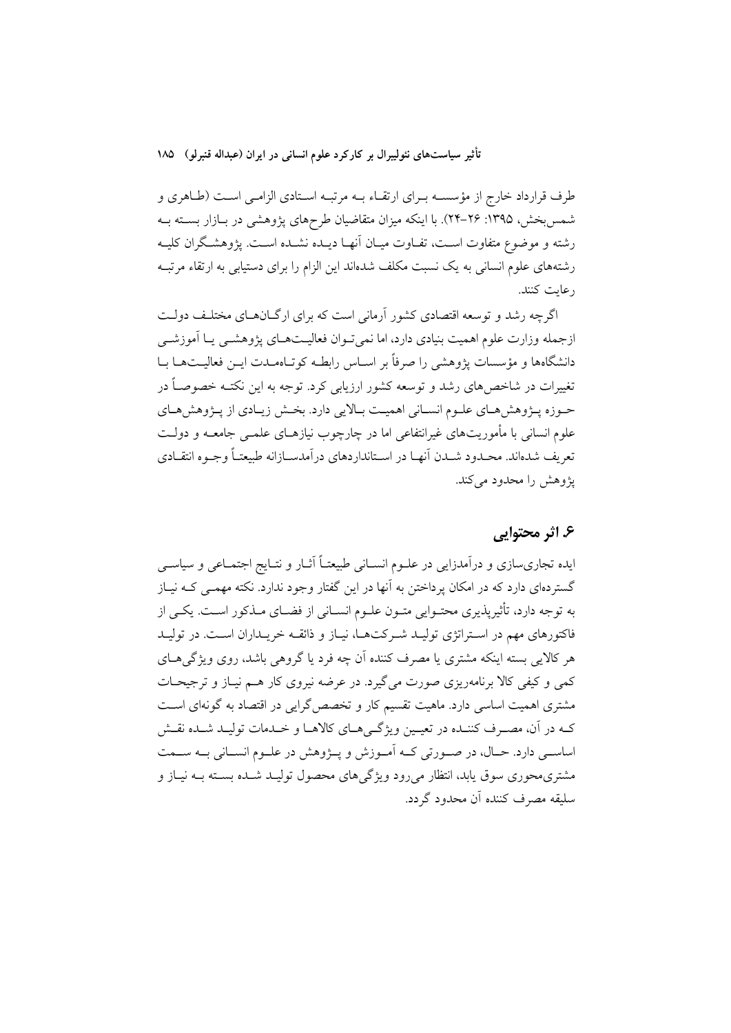طرف قرارداد خارج از مؤسسه برای ارتقاء به مرتبه استادی الزامی است (طاهری و شمس‌بخش، ۱۳۹۵: ۲۶-۲۴). با اینکه میزان متقاضیان طرح‌های پژوهشی در بازار بسته به رشته و موضوع متفاوت است، تفاوت میان آنها دیده نشده است. پژوهشگران کلیه رشته‌های علوم انسانی به یک نسبت مکلف شده‌اند این الزام را برای دستیابی به ارتقاء مرتبه رعایت کنند.

اگرچه رشد و توسعه اقتصادی کشور آرمانی است که برای ارگان‌های مختلف دولت ازجمله وزارت علوم اهمیت بنیادی دارد، اما نمی‌توان فعالیت‌های پژوهشی یا آموزشی دانشگاه‌ها و مؤسسات پژوهشی را صرفاً بر اساس رابطه کوتاه‌مدت این فعالیت‌ها با تغییرات در شاخص‌های رشد و توسعه کشور ارزیابی کرد. توجه به این نکته خصوصاً در حوزه پژوهش‌های علوم انسانی اهمیت بالایی دارد. بخش زیادی از پژوهش‌های علوم انسانی با مأموریت‌های غیرانتفاعی اما در چارچوب نیازهای علمی جامعه و دولت تعریف شده‌اند. محدود شدن آنها در استانداردهای درآمدسازانه طبیعتاً وجوه انتقادی پژوهش را محدود می‌کند.

## ۶. اثر محتوایی

ایده تجاری‌سازی و درآمدزایی در علوم انسانی طبیعتاً آثار و نتایج اجتماعی و سیاسی گسترده‌ای دارد که در امکان پرداختن به آنها در این گفتار وجود ندارد. نکته مهمی که نیاز به توجه دارد، تأثیرپذیری محتوایی متون علوم انسانی از فضای مذکور است. یکی از فاکتورهای مهم در استراتژی تولید شرکت‌ها، نیاز و ذائقه خریداران است. در تولید هر کالایی بسته اینکه مشتری یا مصرف کننده آن چه فرد یا گروهی باشد، روی ویژگی‌های کمی و کیفی کالا برنامه‌ریزی صورت می‌گیرد. در عرضه نیروی کار هم نیاز و ترجیحات مشتری اهمیت اساسی دارد. ماهیت تقسیم کار و تخصص‌گرایی در اقتصاد به گونه‌ای است که در آن، مصرف کننده در تعیین ویژگی‌های کالاها و خدمات تولید شده نقش اساسی دارد. حال، در صورتی که آموزش و پژوهش در علوم انسانی به سمت مشتری‌محوری سوق یابد، انتظار می‌رود ویژگی‌های محصول تولید شده بسته به نیاز و سلیقه مصرف کننده آن محدود گردد.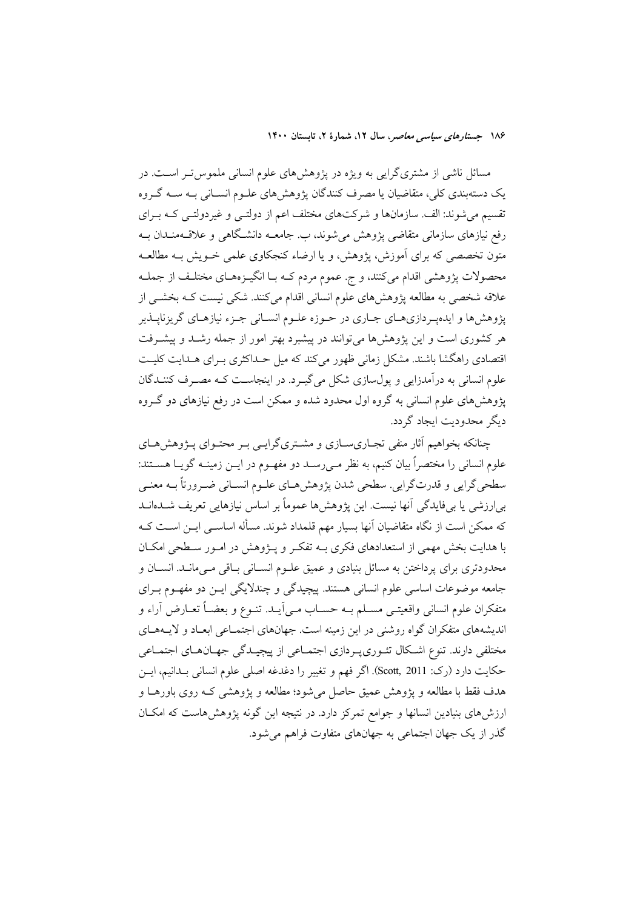مسائل ناشی از مشتری‌گرایی به ویژه در پژوهش‌های علوم انسانی ملموس‌تر است. در یک دسته‌بندی کلی، متقاضیان یا مصرف کنندگان پژوهش‌های علوم انسانی به سه گروه تقسیم می‌شوند: الف. سازمان‌ها و شرکت‌های مختلف اعم از دولتی و غیردولتی که برای رفع نیازهای سازمانی متقاضی پژوهش می‌شوند، ب. جامعه دانشگاهی و علاقه‌مندان به متون تخصصی که برای آموزش، پژوهش، و یا ارضاء کنجکاوی علمی خویش به مطالعه محصولات پژوهشی اقدام می‌کنند، و ج. عموم مردم که با انگیزه‌های مختلف از جمله علاقه شخصی به مطالعه پژوهش‌های علوم انسانی اقدام می‌کنند. شکی نیست که بخشی از پژوهش‌ها و ایده‌پردازی‌های جاری در حوزه علوم انسانی جزء نیازهای گریزناپذیر هر کشوری است و این پژوهش‌ها می‌توانند در پیشبرد بهتر امور از جمله رشد و پیشرفت اقتصادی راهگشا باشند. مشکل زمانی ظهور می‌کند که میل حداکثری برای هدایت کلیت علوم انسانی به درآمدزایی و پول‌سازی شکل می‌گیرد. در اینجاست که مصرف کنندگان پژوهش‌های علوم انسانی به گروه اول محدود شده و ممکن است در رفع نیازهای دو گروه دیگر محدودیت ایجاد گردد.

چنانکه بخواهیم آثار منفی تجاری‌سازی و مشتری‌گرایی بر محتوای پژوهش‌های علوم انسانی را مختصراً بیان کنیم، به نظر می‌رسد دو مفهوم در این زمینه گویا هستند: سطحی‌گرایی و قدرت‌گرایی. سطحی شدن پژوهش‌های علوم انسانی ضرورتاً به معنی بی‌ارزشی یا بی‌فایدگی آنها نیست. این پژوهش‌ها عموماً بر اساس نیازهایی تعریف شده‌اند که ممکن است از نگاه متقاضیان آنها بسیار مهم قلمداد شوند. مسأله اساسی این است که با هدایت بخش مهمی از استعدادهای فکری به تفکر و پژوهش در امور سطحی امکان محدودتری برای پرداختن به مسائل بنیادی و عمیق علوم انسانی باقی می‌ماند. انسان و جامعه موضوعات اساسی علوم انسانی هستند. پیچیدگی و چندلایگی این دو مفهوم برای متفکران علوم انسانی واقعیتی مسلم به حساب می‌آید. تنوع و بعضاً تعارض آراء و اندیشه‌های متفکران گواه روشنی در این زمینه است. جهان‌های اجتماعی ابعاد و لایه‌های مختلفی دارند. تنوع اشکال تئوری‌پردازی اجتماعی از پیچیدگی جهان‌های اجتماعی حکایت دارد (رک: Scott, 2011). اگر فهم و تغییر را دغدغه اصلی علوم انسانی بدانیم، این هدف فقط با مطالعه و پژوهش عمیق حاصل می‌شود؛ مطالعه و پژوهشی که روی باورها و ارزش‌های بنیادین انسانها و جوامع تمرکز دارد. در نتیجه این گونه پژوهش‌هاست که امکان گذر از یک جهان اجتماعی به جهان‌های متفاوت فراهم می‌شود.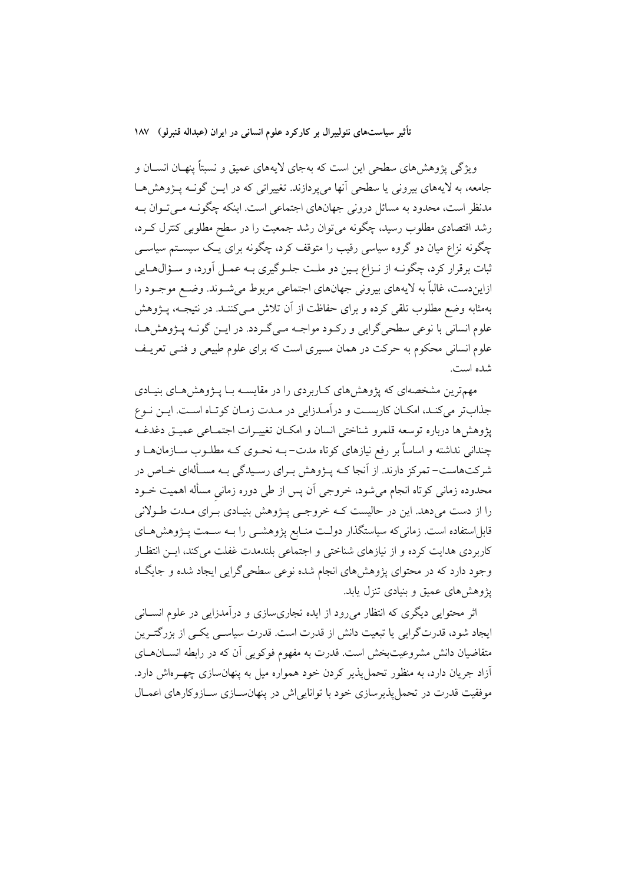ویژگی پژوهش‌های سطحی این است که به‌جای لایه‌های عمیق و نسبتاً پنهان انسان و جامعه، به لایه‌های بیرونی یا سطحی آنها می‌پردازند. تغییراتی که در این گونه پژوهش‌ها مدنظر است، محدود به مسائل درونی جهان‌های اجتماعی است. اینکه چگونه می‌توان به رشد اقتصادی مطلوب رسید، چگونه می‌توان رشد جمعیت را در سطح مطلوبی کنترل کرد، چگونه نزاع میان دو گروه سیاسی رقیب را متوقف کرد، چگونه برای یک سیستم سیاسی ثبات برقرار کرد، چگونه از نزاع بین دو ملت جلوگیری به عمل آورد، و سؤال‌هایی ازاین‌دست، غالباً به لایه‌های بیرونی جهان‌های اجتماعی مربوط می‌شوند. وضع موجود را به‌مثابه وضع مطلوب تلقی کرده و برای حفاظت از آن تلاش می‌کنند. در نتیجه، پژوهش علوم انسانی با نوعی سطحی‌گرایی و رکود مواجه می‌گردد. در این گونه پژوهش‌ها، علوم انسانی محکوم به حرکت در همان مسیری است که برای علوم طبیعی و فنی تعریف شده است.

مهم‌ترین مشخصه‌ای که پژوهش‌های کاربردی را در مقایسه با پژوهش‌های بنیادی جذاب‌تر می‌کند، امکان کاربست و درآمدزایی در مدت زمان کوتاه است. این نوع پژوهش‌ها درباره توسعه قلمرو شناختی انسان و امکان تغییرات اجتماعی عمیق دغدغه چندانی نداشته و اساساً بر رفع نیازهای کوتاه مدت– به نحوی که مطلوب سازمان‌ها و شرکت‌هاست– تمرکز دارند. از آنجا که پژوهش برای رسیدگی به مسأله‌ای خاص در محدوده زمانی کوتاه انجام می‌شود، خروجی آن پس از طی دوره زمانیِ مسأله اهمیت خود را از دست می‌دهد. این در حالیست که خروجی پژوهش بنیادی برای مدت طولانی قابل‌استفاده است. زمانی‌که سیاستگذار دولت منابع پژوهشی را به سمت پژوهش‌های کاربردی هدایت کرده و از نیازهای شناختی و اجتماعی بلندمدت غفلت می‌کند، این انتظار وجود دارد که در محتوای پژوهش‌های انجام شده نوعی سطحی‌گرایی ایجاد شده و جایگاه پژوهش‌های عمیق و بنیادی تنزل یابد.

اثر محتوایی دیگری که انتظار می‌رود از ایده تجاری‌سازی و درآمدزایی در علوم انسانی ایجاد شود، قدرت‌گرایی یا تبعیت دانش از قدرت است. قدرت سیاسی یکی از بزرگترین متقاضیان دانش مشروعیت‌بخش است. قدرت به مفهوم فوکویی آن که در رابطه انسان‌های آزاد جریان دارد، به منظور تحمل‌پذیر کردن خود همواره میل به پنهان‌سازی چهره‌اش دارد. موفقیت قدرت در تحمل‌پذیرسازی خود با توانایی‌اش در پنهان‌سازی سازوکارهای اعمال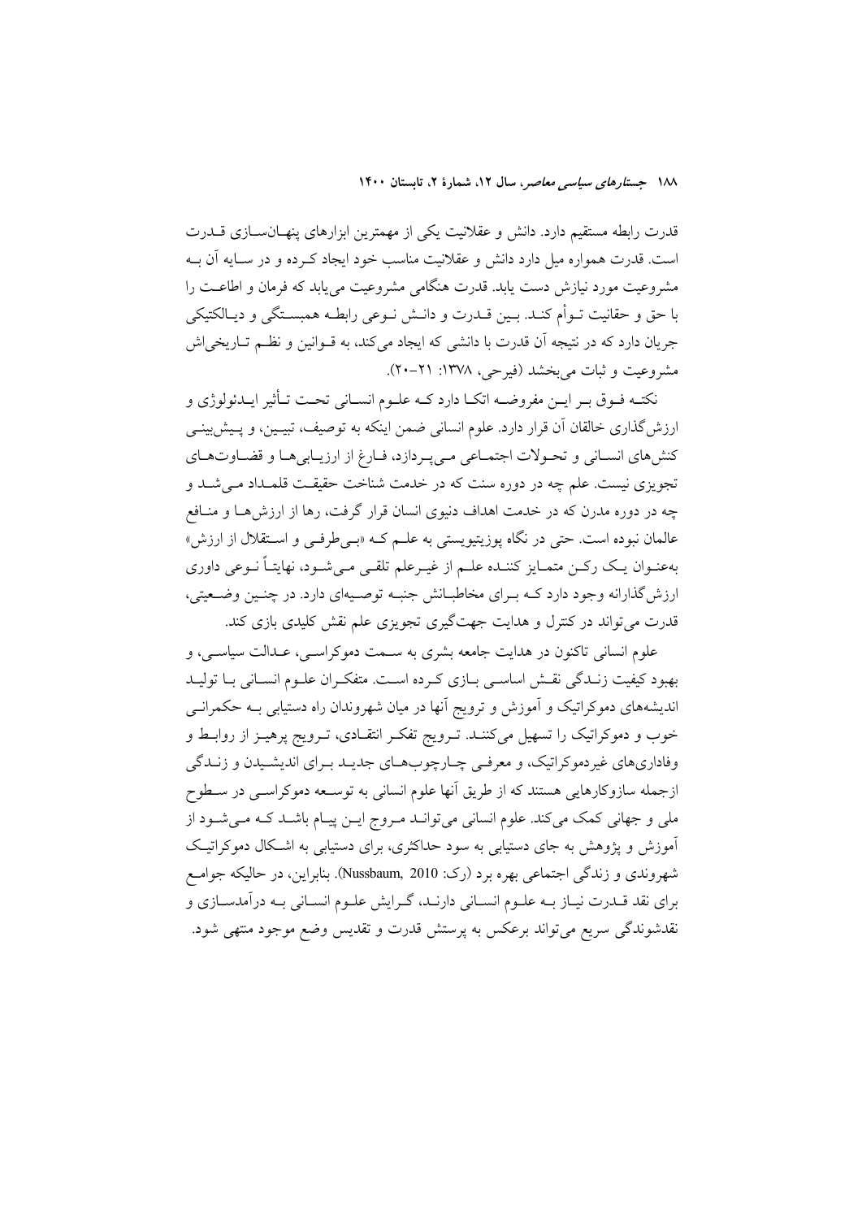قدرت رابطه مستقیم دارد. دانش و عقلانیت یکی از مهمترین ابزارهای پنهان‌سازی قدرت است. قدرت همواره میل دارد دانش و عقلانیت مناسب خود ایجاد کرده و در سایه آن به مشروعیت مورد نیازش دست یابد. قدرت هنگامی مشروعیت می‌یابد که فرمان و اطاعت را با حق و حقانیت توأم کند. بین قدرت و دانش نوعی رابطه همبستگی و دیالکتیکی جریان دارد که در نتیجه آن قدرت با دانشی که ایجاد می‌کند، به قوانین و نظم تاریخی‌اش مشروعیت و ثبات می‌بخشد (فیرحی، ۱۳۷۸: ۲۱-۲۰).

نکته فوق بر این مفروضه اتکا دارد که علوم انسانی تحت تأثیر ایدئولوژی و ارزش‌گذاری خالقان آن قرار دارد. علوم انسانی ضمن اینکه به توصیف، تبیین، و پیش‌بینی کنش‌های انسانی و تحولات اجتماعی می‌پردازد، فارغ از ارزیابی‌ها و قضاوت‌های تجویزی نیست. علم چه در دوره سنت که در خدمت شناخت حقیقت قلمداد می‌شد و چه در دوره مدرن که در خدمت اهداف دنیوی انسان قرار گرفت، رها از ارزش‌ها و منافع عالمان نبوده است. حتی در نگاه پوزیتیویستی به علم که «بی‌طرفی و استقلال از ارزش» به‌عنوان یک رکن متمایز کننده علم از غیرعلم تلقی می‌شود، نهایتاً نوعی داوری ارزش‌گذارانه وجود دارد که برای مخاطبانش جنبه توصیه‌ای دارد. در چنین وضعیتی، قدرت می‌تواند در کنترل و هدایت جهت‌گیری تجویزی علم نقش کلیدی بازی کند.

علوم انسانی تاکنون در هدایت جامعه بشری به سمت دموکراسی، عدالت سیاسی، و بهبود کیفیت زندگی نقش اساسی بازی کرده است. متفکران علوم انسانی با تولید اندیشه‌های دموکراتیک و آموزش و ترویج آنها در میان شهروندان راه دستیابی به حکمرانی خوب و دموکراتیک را تسهیل می‌کنند. ترویج تفکر انتقادی، ترویج پرهیز از روابط و وفاداری‌های غیردموکراتیک، و معرفی چارچوب‌های جدید برای اندیشیدن و زندگی ازجمله سازوکارهایی هستند که از طریق آنها علوم انسانی به توسعه دموکراسی در سطوح ملی و جهانی کمک می‌کند. علوم انسانی می‌تواند مروج این پیام باشد که می‌شود از آموزش و پژوهش به جای دستیابی به سود حداکثری، برای دستیابی به اشکال دموکراتیک شهروندی و زندگی اجتماعی بهره برد (رک: Nussbaum, 2010). بنابراین، در حالیکه جوامع برای نقد قدرت نیاز به علوم انسانی دارند، گرایش علوم انسانی به درآمدسازی و نقدشوندگی سریع می‌تواند برعکس به پرستش قدرت و تقدیس وضع موجود منتهی شود.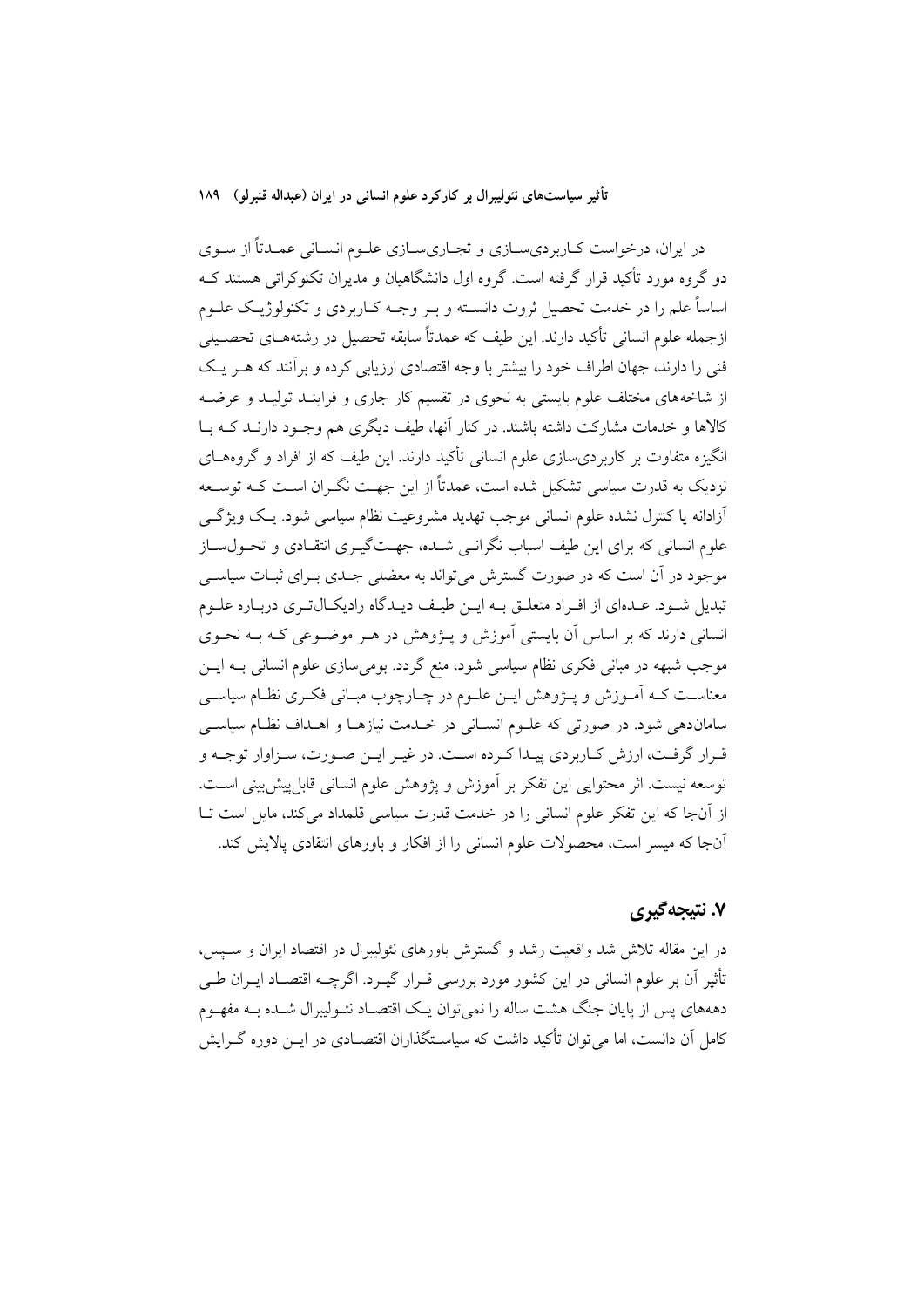در ایران، درخواست کاربردی‌سازی و تجاری‌سازی علوم انسانی عمدتاً از سوی دو گروه مورد تأکید قرار گرفته است. گروه اول دانشگاهیان و مدیران تکنوکراتی هستند که اساساً علم را در خدمت تحصیل ثروت دانسته و بر وجه کاربردی و تکنولوژیک علوم ازجمله علوم انسانی تأکید دارند. این طیف که عمدتاً سابقه تحصیل در رشته‌های تحصیلی فنی را دارند، جهان اطراف خود را بیشتر با وجه اقتصادی ارزیابی کرده و برآنند که هر یک از شاخه‌های مختلف علوم بایستی به نحوی در تقسیم کار جاری و فرایند تولید و عرضه کالاها و خدمات مشارکت داشته باشند. در کنار آنها، طیف دیگری هم وجود دارند که با انگیزه متفاوت بر کاربردی‌سازی علوم انسانی تأکید دارند. این طیف که از افراد و گروه‌های نزدیک به قدرت سیاسی تشکیل شده است، عمدتاً از این جهت نگران است که توسعه آزادانه یا کنترل نشده علوم انسانی موجب تهدید مشروعیت نظام سیاسی شود. یک ویژگی علوم انسانی که برای این طیف اسباب نگرانی شده، جهت‌گیری انتقادی و تحول‌ساز موجود در آن است که در صورت گسترش می‌تواند به معضلی جدی برای ثبات سیاسی تبدیل شود. عده‌ای از افراد متعلق به این طیف دیدگاه رادیکال‌تری درباره علوم انسانی دارند که بر اساس آن بایستی آموزش و پژوهش در هر موضوعی که به نحوی موجب شبهه در مبانی فکری نظام سیاسی شود، منع گردد. بومی‌سازی علوم انسانی به این معناست که آموزش و پژوهش این علوم در چارچوب مبانی فکری نظام سیاسی سامان‌دهی شود. در صورتی که علوم انسانی در خدمت نیازها و اهداف نظام سیاسی قرار گرفت، ارزش کاربردی پیدا کرده است. در غیر این صورت، سزاوار توجه و توسعه نیست. اثر محتوایی این تفکر بر آموزش و پژوهش علوم انسانی قابل‌پیش‌بینی است. از آن‌جا که این تفکر علوم انسانی را در خدمت قدرت سیاسی قلمداد می‌کند، مایل است تا آن‌جا که میسر است، محصولات علوم انسانی را از افکار و باورهای انتقادی پالایش کند.

## ۷. نتیجه‌گیری

در این مقاله تلاش شد واقعیت رشد و گسترش باورهای نئولیبرال در اقتصاد ایران و سپس، تأثیر آن بر علوم انسانی در این کشور مورد بررسی قرار گیرد. اگرچه اقتصاد ایران طی دهه‌های پس از پایان جنگ هشت ساله را نمی‌توان یک اقتصاد نئولیبرال شده به مفهوم کامل آن دانست، اما می‌توان تأکید داشت که سیاستگذاران اقتصادی در این دوره گرایش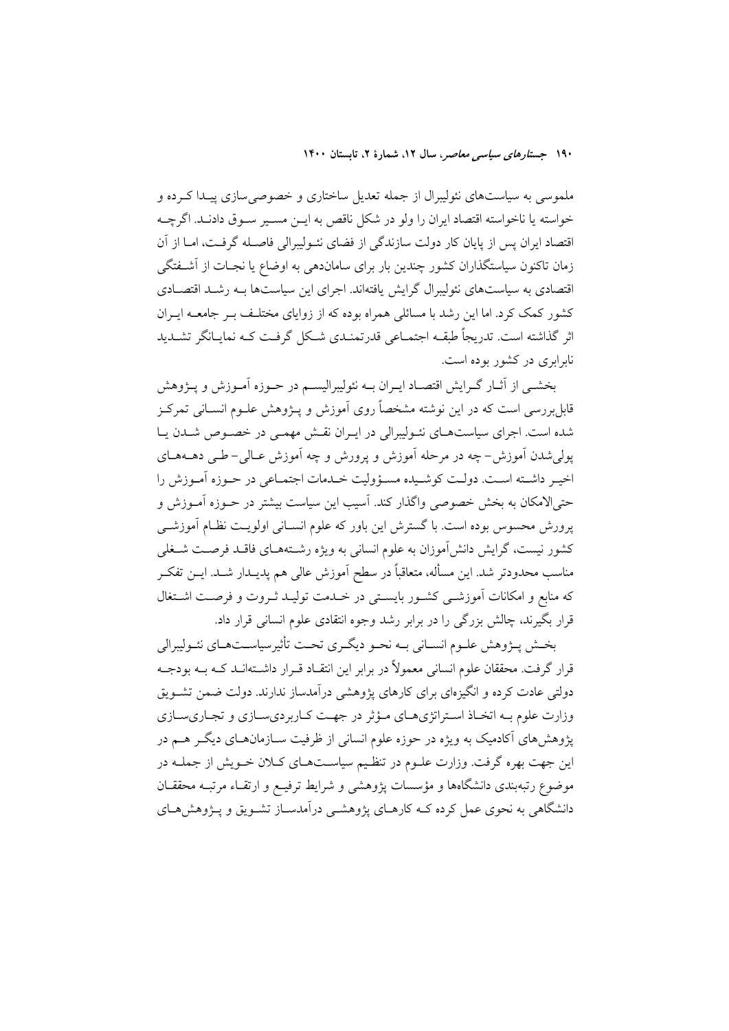ملموسی به سیاست‌های نئولیبرال از جمله تعدیل ساختاری و خصوصی‌سازی پیدا کرده و خواسته یا ناخواسته اقتصاد ایران را ولو در شکل ناقص به این مسیر سوق دادند. اگرچه اقتصاد ایران پس از پایان کار دولت سازندگی از فضای نئولیبرالی فاصله گرفت، اما از آن زمان تاکنون سیاستگذاران کشور چندین بار برای سامان‌دهی به اوضاع یا نجات از آشفتگی اقتصادی به سیاست‌های نئولیبرال گرایش یافته‌اند. اجرای این سیاست‌ها به رشد اقتصادی کشور کمک کرد. اما این رشد با مسائلی همراه بوده که از زوایای مختلف بر جامعه ایران اثر گذاشته است. تدریجاً طبقه اجتماعی قدرتمندی شکل گرفت که نمایانگر تشدید نابرابری در کشور بوده است.

بخشی از آثار گرایش اقتصاد ایران به نئولیبرالیسم در حوزه آموزش و پژوهش قابل‌بررسی است که در این نوشته مشخصاً روی آموزش و پژوهش علوم انسانی تمرکز شده است. اجرای سیاست‌های نئولیبرالی در ایران نقش مهمی در خصوص شدن یا پولی‌شدن آموزش- چه در مرحله آموزش و پرورش و چه آموزش عالی- طی دهه‌های اخیر داشته است. دولت کوشیده مسؤولیت خدمات اجتماعی در حوزه آموزش را حتی‌الامکان به بخش خصوصی واگذار کند. آسیب این سیاست بیشتر در حوزه آموزش و پرورش محسوس بوده است. با گسترش این باور که علوم انسانی اولویت نظام آموزشی کشور نیست، گرایش دانش‌آموزان به علوم انسانی به ویژه رشته‌های فاقد فرصت شغلی مناسب محدودتر شد. این مسأله، متعاقباً در سطح آموزش عالی هم پدیدار شد. این تفکر که منابع و امکانات آموزشی کشور بایستی در خدمت تولید ثروت و فرصت اشتغال قرار بگیرند، چالش بزرگی را در برابر رشد وجوه انتقادی علوم انسانی قرار داد.

بخش پژوهش علوم انسانی به نحو دیگری تحت تأثیرسیاست‌های نئولیبرالی قرار گرفت. محققان علوم انسانی معمولاً در برابر این انتقاد قرار داشته‌اند که به بودجه دولتی عادت کرده و انگیزه‌ای برای کارهای پژوهشی درآمدساز ندارند. دولت ضمن تشویق وزارت علوم به اتخاذ استراتژی‌های مؤثر در جهت کاربردی‌سازی و تجاری‌سازی پژوهش‌های آکادمیک به ویژه در حوزه علوم انسانی از ظرفیت سازمان‌های دیگر هم در این جهت بهره گرفت. وزارت علوم در تنظیم سیاست‌های کلان خویش از جمله در موضوع رتبه‌بندی دانشگاه‌ها و مؤسسات پژوهشی و شرایط ترفیع و ارتقاء مرتبه محققان دانشگاهی به نحوی عمل کرده که کارهای پژوهشی درآمدساز تشویق و پژوهش‌های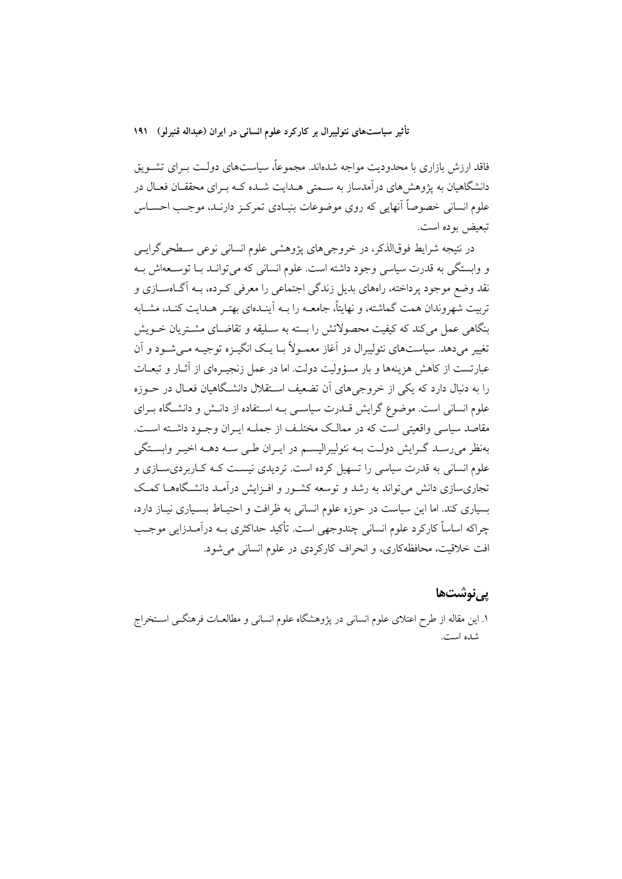فاقد ارزش بازاری با محدودیت مواجه شده‌اند. مجموعاً، سیاست‌های دولت برای تشویق دانشگاهیان به پژوهش‌های درآمدساز به سمتی هدایت شده که برای محققان فعال در علوم انسانی خصوصاً آنهایی که روی موضوعات بنیادی تمرکز دارند، موجب احساس تبعیض بوده است.

در نتیجه شرایط فوق‌الذکر، در خروجی‌های پژوهشی علوم انسانی نوعی سطحی‌گرایی و وابستگی به قدرت سیاسی وجود داشته است. علوم انسانی که می‌تواند با توسعه‌اش به نقد وضع موجود پرداخته، راه‌های بدیل زندگی اجتماعی را معرفی کرده، به آگاه‌سازی و تربیت شهروندان همت گماشته، و نهایتاً، جامعه را به آینده‌ای بهتر هدایت کند، مشابه بنگاهی عمل می‌کند که کیفیت محصولاتش را بسته به سلیقه و تقاضای مشتریان خویش تغییر می‌دهد. سیاست‌های نئولیبرال در آغاز معمولاً با یک انگیزه توجیه می‌شود و آن عبارتست از کاهش هزینه‌ها و بار مسؤولیت دولت. اما در عمل زنجیره‌ای از آثار و تبعات را به دنبال دارد که یکی از خروجی‌های آن تضعیف استقلال دانشگاهیان فعال در حوزه علوم انسانی است. موضوع گرایش قدرت سیاسی به استفاده از دانش و دانشگاه برای مقاصد سیاسی واقعیتی است که در ممالک مختلف از جمله ایران وجود داشته است. به‌نظر می‌رسد گرایش دولت به نئولیبرالیسم در ایران طی سه دهه اخیر وابستگی علوم انسانی به قدرت سیاسی را تسهیل کرده است. تردیدی نیست که کاربردی‌سازی و تجاری‌سازی دانش می‌تواند به رشد و توسعه کشور و افزایش درآمد دانشگاه‌ها کمک بسیاری کند. اما این سیاست در حوزه علوم انسانی به ظرافت و احتیاط بسیاری نیاز دارد، چراکه اساساً کارکرد علوم انسانی چندوجهی است. تأکید حداکثری به درآمدزایی موجب افت خلاقیت، محافظه‌کاری، و انحراف کارکردی در علوم انسانی می‌شود.

## پی‌نوشت‌ها

۱. این مقاله از طرح اعتلای علوم انسانی در پژوهشگاه علوم انسانی و مطالعات فرهنگی استخراج شده است.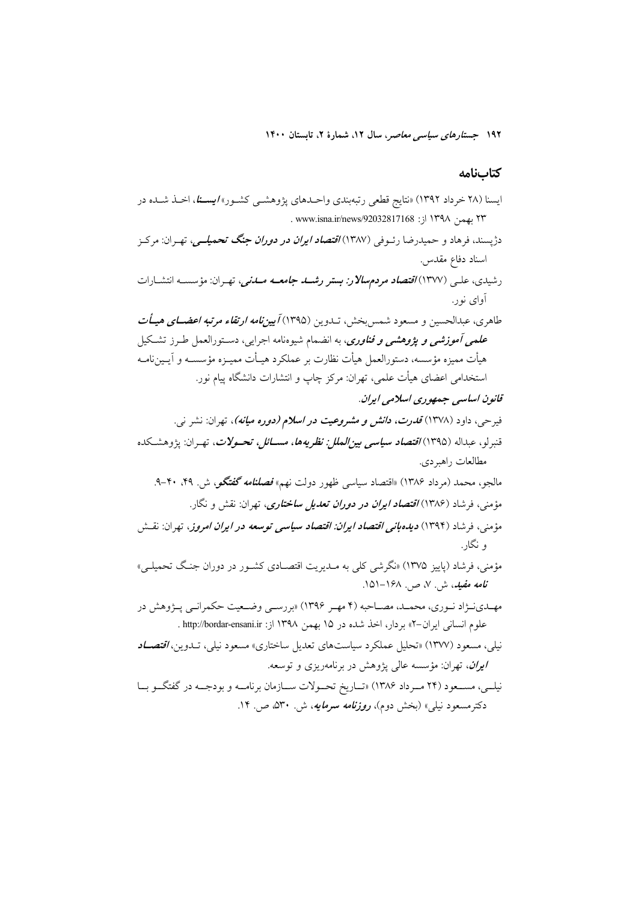## کتاب‌نامه

ایسنا (۲۸ خرداد ۱۳۹۲) «نتایج قطعی رتبه‌بندی واحدهای پژوهشی کشور» ***ایسنا***، اخذ شده در ۲۳ بهمن ۱۳۹۸ از: www.isna.ir/news/92032817168 .

دژپسند، فرهاد و حمیدرضا رئوفی (۱۳۸۷) ***اقتصاد ایران در دوران جنگ تحمیلی***، تهران: مرکز اسناد دفاع مقدس.

رشیدی، علی (۱۳۷۷) ***اقتصاد مردم‌سالار: بستر رشد جامعه مدنی***، تهران: مؤسسه انتشارات آوای نور.

طاهری، عبدالحسین و مسعود شمس‌بخش، تدوین (۱۳۹۵) ***آیین‌نامه ارتقاء مرتبه اعضای هیأت علمی آموزشی و پژوهشی و فناوری***، به انضمام شیوه‌نامه اجرایی، دستورالعمل طرز تشکیل هیأت ممیزه مؤسسه، دستورالعمل هیأت نظارت بر عملکرد هیأت ممیزه مؤسسه و آیین‌نامه استخدامی اعضای هیأت علمی، تهران: مرکز چاپ و انتشارات دانشگاه پیام نور.

***قانون اساسی جمهوری اسلامی ایران.***

فیرحی، داود (۱۳۷۸) ***قدرت، دانش و مشروعیت در اسلام (دوره میانه)***، تهران: نشر نی.

قنبرلو، عبداله (۱۳۹۵) ***اقتصاد سیاسی بین‌الملل: نظریه‌ها، مسائل، تحولات***، تهران: پژوهشکده مطالعات راهبردی.

مالجو، محمد (مرداد ۱۳۸۶) «اقتصاد سیاسی ظهور دولت نهم» ***فصلنامه گفتگو***، ش. ۴۹، ۴۰-۹.

مؤمنی، فرشاد (۱۳۸۶) ***اقتصاد ایران در دوران تعدیل ساختاری***، تهران: نقش و نگار.

مؤمنی، فرشاد (۱۳۹۴) ***دیده‌بانی اقتصاد ایران: اقتصاد سیاسی توسعه در ایران امروز***، تهران: نقش و نگار.

مؤمنی، فرشاد (پاییز ۱۳۷۵) «نگرشی کلی به مدیریت اقتصادی کشور در دوران جنگ تحمیلی» ***نامه مفید***، ش. ۷، ص. ۱۶۸-۱۵۱.

مهدی‌نژاد نوری، محمد، مصاحبه (۴ مهر ۱۳۹۶) «بررسی وضعیت حکمرانی پژوهش در علوم انسانی ایران-۲» بردار، اخذ شده در ۱۵ بهمن ۱۳۹۸ از: http://bordar-ensani.ir .

نیلی، مسعود (۱۳۷۷) «تحلیل عملکرد سیاست‌های تعدیل ساختاری» مسعود نیلی، تدوین، ***اقتصاد ایران***، تهران: مؤسسه عالی پژوهش در برنامه‌ریزی و توسعه.

نیلی، مسعود (۲۴ مرداد ۱۳۸۶) «تاریخ تحولات سازمان برنامه و بودجه در گفتگو با دکترمسعود نیلی» (بخش دوم)، ***روزنامه سرمایه***، ش. ۵۳۰، ص. ۱۴.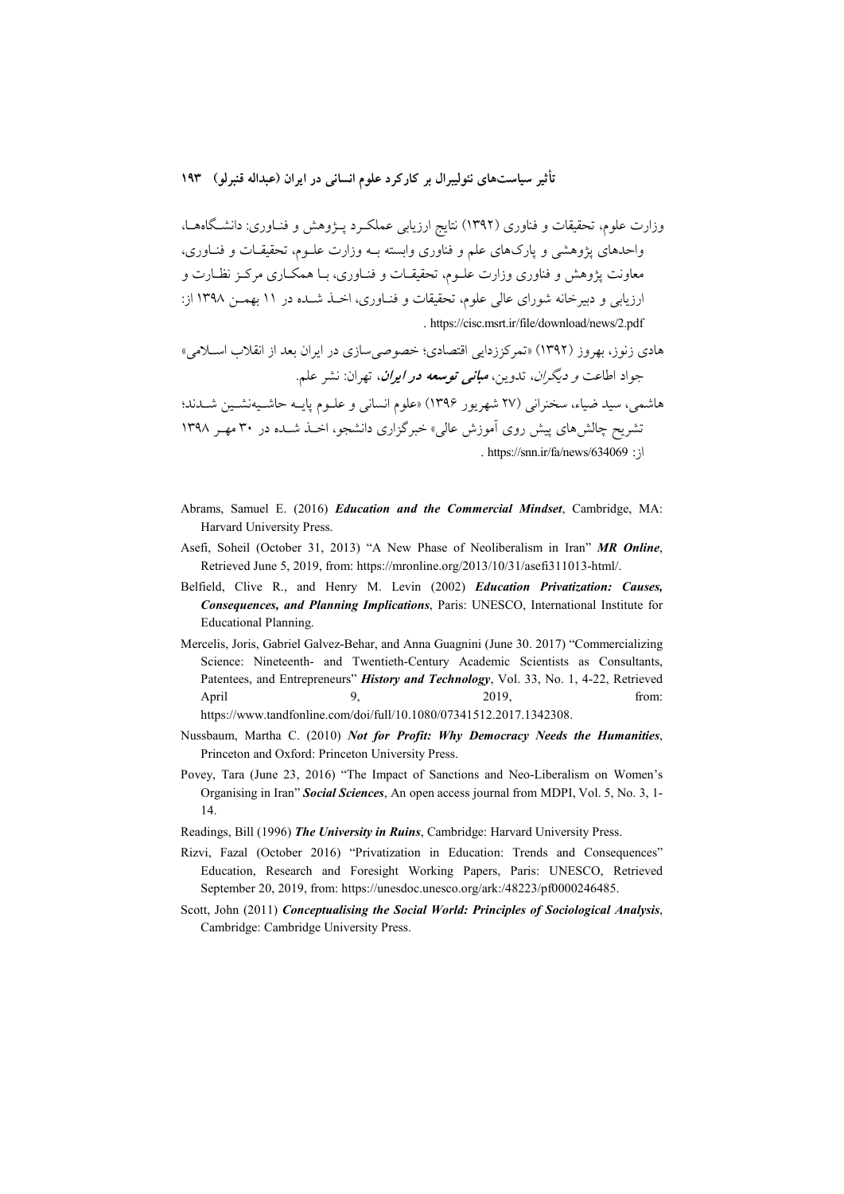وزارت علوم، تحقیقات و فناوری (۱۳۹۲) نتایج ارزیابی عملکرد پژوهش و فناوری: دانشگاه‌ها، واحدهای پژوهشی و پارک‌های علم و فناوری وابسته به وزارت علوم، تحقیقات و فناوری، معاونت پژوهش و فناوری وزارت علوم، تحقیقات و فناوری، با همکاری مرکز نظارت و ارزیابی و دبیرخانه شورای عالی علوم، تحقیقات و فناوری، اخذ شده در ۱۱ بهمن ۱۳۹۸ از: https://cisc.msrt.ir/file/download/news/2.pdf .

هادی زنوز، بهروز (۱۳۹۲) «تمرکززدایی اقتصادی؛ خصوصی‌سازی در ایران بعد از انقلاب اسلامی» جواد اطاعت و *دیگران*، تدوین، ***مبانی توسعه در ایران***، تهران: نشر علم.

هاشمی، سید ضیاء، سخنرانی (۲۷ شهریور ۱۳۹۶) «علوم انسانی و علوم پایه حاشیه‌نشین شدند؛ تشریح چالش‌های پیش روی آموزش عالی» خبرگزاری دانشجو، اخذ شده در ۳۰ مهر ۱۳۹۸ از: https://snn.ir/fa/news/634069 .

Abrams, Samuel E. (2016) ***Education and the Commercial Mindset***, Cambridge, MA: Harvard University Press.

Asefi, Soheil (October 31, 2013) "A New Phase of Neoliberalism in Iran" ***MR Online***, Retrieved June 5, 2019, from: https://mronline.org/2013/10/31/asefi311013-html/.

Belfield, Clive R., and Henry M. Levin (2002) ***Education Privatization: Causes, Consequences, and Planning Implications***, Paris: UNESCO, International Institute for Educational Planning.

Mercelis, Joris, Gabriel Galvez-Behar, and Anna Guagnini (June 30. 2017) "Commercializing Science: Nineteenth- and Twentieth-Century Academic Scientists as Consultants, Patentees, and Entrepreneurs" ***History and Technology***, Vol. 33, No. 1, 4-22, Retrieved April 9, 2019, from: https://www.tandfonline.com/doi/full/10.1080/07341512.2017.1342308.

Nussbaum, Martha C. (2010) ***Not for Profit: Why Democracy Needs the Humanities***, Princeton and Oxford: Princeton University Press.

Povey, Tara (June 23, 2016) "The Impact of Sanctions and Neo-Liberalism on Women's Organising in Iran" ***Social Sciences***, An open access journal from MDPI, Vol. 5, No. 3, 1-14.

Readings, Bill (1996) ***The University in Ruins***, Cambridge: Harvard University Press.

Rizvi, Fazal (October 2016) "Privatization in Education: Trends and Consequences" Education, Research and Foresight Working Papers, Paris: UNESCO, Retrieved September 20, 2019, from: https://unesdoc.unesco.org/ark:/48223/pf0000246485.

Scott, John (2011) ***Conceptualising the Social World: Principles of Sociological Analysis***, Cambridge: Cambridge University Press.